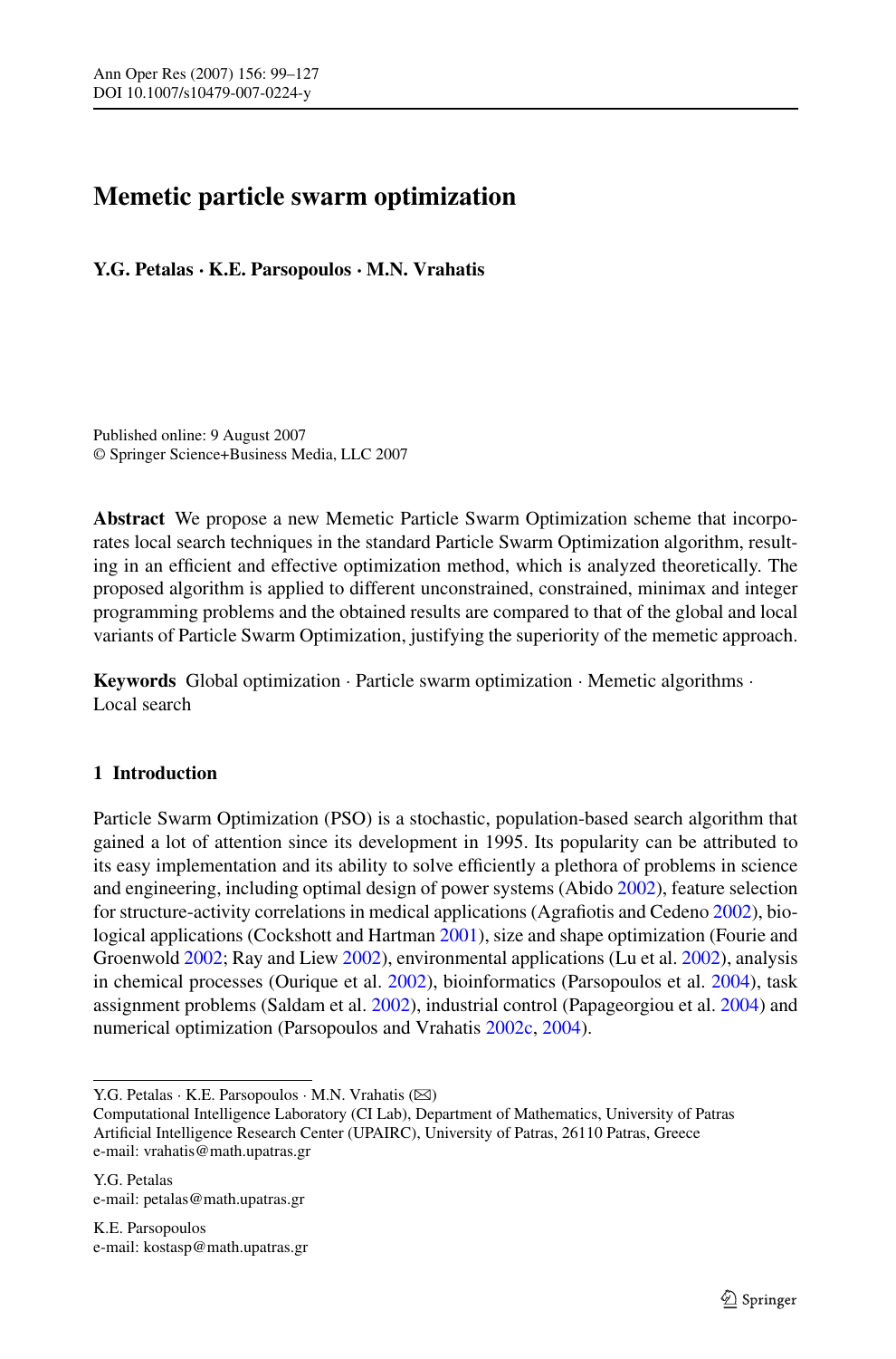# Memetic particle swarm optimization

**Y.G. Petalas · K.E. Parsopoulos · M.N. Vrahatis**

Published online: 9 August 2007
© Springer Science+Business Media, LLC 2007

**Abstract** We propose a new Memetic Particle Swarm Optimization scheme that incorporates local search techniques in the standard Particle Swarm Optimization algorithm, resulting in an efficient and effective optimization method, which is analyzed theoretically. The proposed algorithm is applied to different unconstrained, constrained, minimax and integer programming problems and the obtained results are compared to that of the global and local variants of Particle Swarm Optimization, justifying the superiority of the memetic approach.

**Keywords** Global optimization · Particle swarm optimization · Memetic algorithms · Local search

## 1 Introduction

Particle Swarm Optimization (PSO) is a stochastic, population-based search algorithm that gained a lot of attention since its development in 1995. Its popularity can be attributed to its easy implementation and its ability to solve efficiently a plethora of problems in science and engineering, including optimal design of power systems (Abido 2002), feature selection for structure-activity correlations in medical applications (Agrafiotis and Cedeno 2002), biological applications (Cockshott and Hartman 2001), size and shape optimization (Fourie and Groenwold 2002; Ray and Liew 2002), environmental applications (Lu et al. 2002), analysis in chemical processes (Ourique et al. 2002), bioinformatics (Parsopoulos et al. 2004), task assignment problems (Saldam et al. 2002), industrial control (Papageorgiou et al. 2004) and numerical optimization (Parsopoulos and Vrahatis 2002c, 2004).

---

Y.G. Petalas · K.E. Parsopoulos · M.N. Vrahatis (✉)
Computational Intelligence Laboratory (CI Lab), Department of Mathematics, University of Patras Artificial Intelligence Research Center (UPAIRC), University of Patras, 26110 Patras, Greece
e-mail: vrahatis@math.upatras.gr

Y.G. Petalas
e-mail: petalas@math.upatras.gr

K.E. Parsopoulos
e-mail: kostasp@math.upatras.gr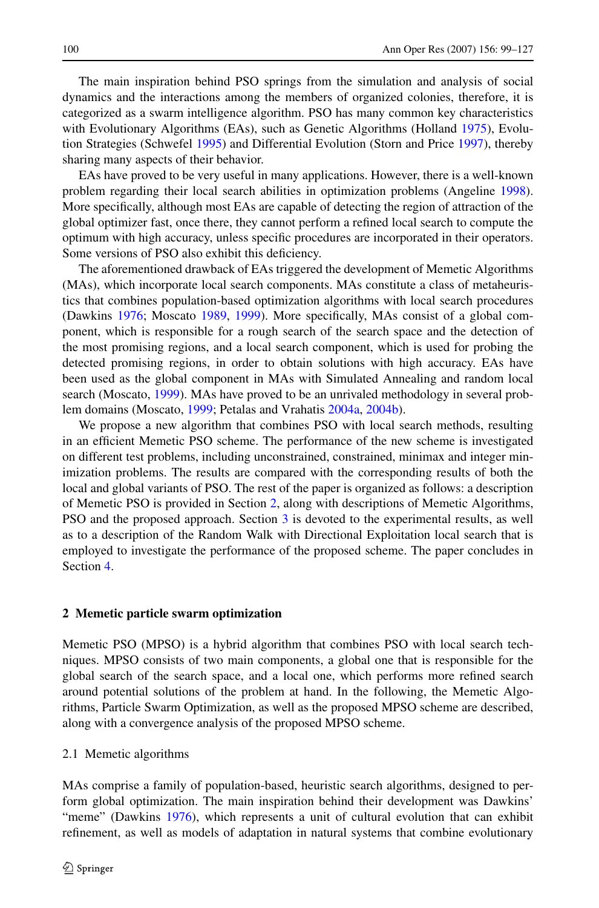The main inspiration behind PSO springs from the simulation and analysis of social dynamics and the interactions among the members of organized colonies, therefore, it is categorized as a swarm intelligence algorithm. PSO has many common key characteristics with Evolutionary Algorithms (EAs), such as Genetic Algorithms (Holland 1975), Evolution Strategies (Schwefel 1995) and Differential Evolution (Storn and Price 1997), thereby sharing many aspects of their behavior.

EAs have proved to be very useful in many applications. However, there is a well-known problem regarding their local search abilities in optimization problems (Angeline 1998). More specifically, although most EAs are capable of detecting the region of attraction of the global optimizer fast, once there, they cannot perform a refined local search to compute the optimum with high accuracy, unless specific procedures are incorporated in their operators. Some versions of PSO also exhibit this deficiency.

The aforementioned drawback of EAs triggered the development of Memetic Algorithms (MAs), which incorporate local search components. MAs constitute a class of metaheuristics that combines population-based optimization algorithms with local search procedures (Dawkins 1976; Moscato 1989, 1999). More specifically, MAs consist of a global component, which is responsible for a rough search of the search space and the detection of the most promising regions, and a local search component, which is used for probing the detected promising regions, in order to obtain solutions with high accuracy. EAs have been used as the global component in MAs with Simulated Annealing and random local search (Moscato, 1999). MAs have proved to be an unrivaled methodology in several problem domains (Moscato, 1999; Petalas and Vrahatis 2004a, 2004b).

We propose a new algorithm that combines PSO with local search methods, resulting in an efficient Memetic PSO scheme. The performance of the new scheme is investigated on different test problems, including unconstrained, constrained, minimax and integer minimization problems. The results are compared with the corresponding results of both the local and global variants of PSO. The rest of the paper is organized as follows: a description of Memetic PSO is provided in Section 2, along with descriptions of Memetic Algorithms, PSO and the proposed approach. Section 3 is devoted to the experimental results, as well as to a description of the Random Walk with Directional Exploitation local search that is employed to investigate the performance of the proposed scheme. The paper concludes in Section 4.

## 2 Memetic particle swarm optimization

Memetic PSO (MPSO) is a hybrid algorithm that combines PSO with local search techniques. MPSO consists of two main components, a global one that is responsible for the global search of the search space, and a local one, which performs more refined search around potential solutions of the problem at hand. In the following, the Memetic Algorithms, Particle Swarm Optimization, as well as the proposed MPSO scheme are described, along with a convergence analysis of the proposed MPSO scheme.

### 2.1 Memetic algorithms

MAs comprise a family of population-based, heuristic search algorithms, designed to perform global optimization. The main inspiration behind their development was Dawkins' "meme" (Dawkins 1976), which represents a unit of cultural evolution that can exhibit refinement, as well as models of adaptation in natural systems that combine evolutionary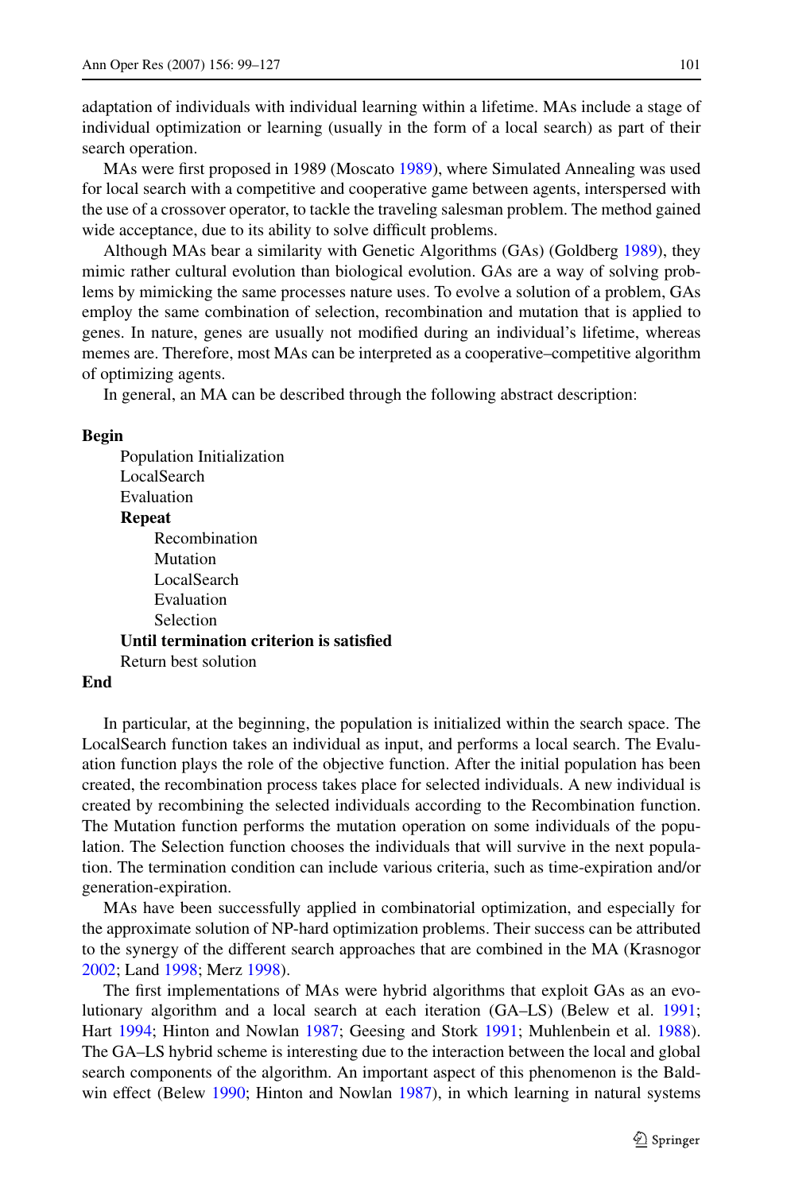adaptation of individuals with individual learning within a lifetime. MAs include a stage of individual optimization or learning (usually in the form of a local search) as part of their search operation.

MAs were first proposed in 1989 (Moscato 1989), where Simulated Annealing was used for local search with a competitive and cooperative game between agents, interspersed with the use of a crossover operator, to tackle the traveling salesman problem. The method gained wide acceptance, due to its ability to solve difficult problems.

Although MAs bear a similarity with Genetic Algorithms (GAs) (Goldberg 1989), they mimic rather cultural evolution than biological evolution. GAs are a way of solving problems by mimicking the same processes nature uses. To evolve a solution of a problem, GAs employ the same combination of selection, recombination and mutation that is applied to genes. In nature, genes are usually not modified during an individual's lifetime, whereas memes are. Therefore, most MAs can be interpreted as a cooperative–competitive algorithm of optimizing agents.

In general, an MA can be described through the following abstract description:

```
Begin
    Population Initialization
    LocalSearch
    Evaluation
    Repeat
        Recombination
        Mutation
        LocalSearch
        Evaluation
        Selection
    Until termination criterion is satisfied
    Return best solution
End
```

In particular, at the beginning, the population is initialized within the search space. The LocalSearch function takes an individual as input, and performs a local search. The Evaluation function plays the role of the objective function. After the initial population has been created, the recombination process takes place for selected individuals. A new individual is created by recombining the selected individuals according to the Recombination function. The Mutation function performs the mutation operation on some individuals of the population. The Selection function chooses the individuals that will survive in the next population. The termination condition can include various criteria, such as time-expiration and/or generation-expiration.

MAs have been successfully applied in combinatorial optimization, and especially for the approximate solution of NP-hard optimization problems. Their success can be attributed to the synergy of the different search approaches that are combined in the MA (Krasnogor 2002; Land 1998; Merz 1998).

The first implementations of MAs were hybrid algorithms that exploit GAs as an evolutionary algorithm and a local search at each iteration (GA–LS) (Belew et al. 1991; Hart 1994; Hinton and Nowlan 1987; Geesing and Stork 1991; Muhlenbein et al. 1988). The GA–LS hybrid scheme is interesting due to the interaction between the local and global search components of the algorithm. An important aspect of this phenomenon is the Baldwin effect (Belew 1990; Hinton and Nowlan 1987), in which learning in natural systems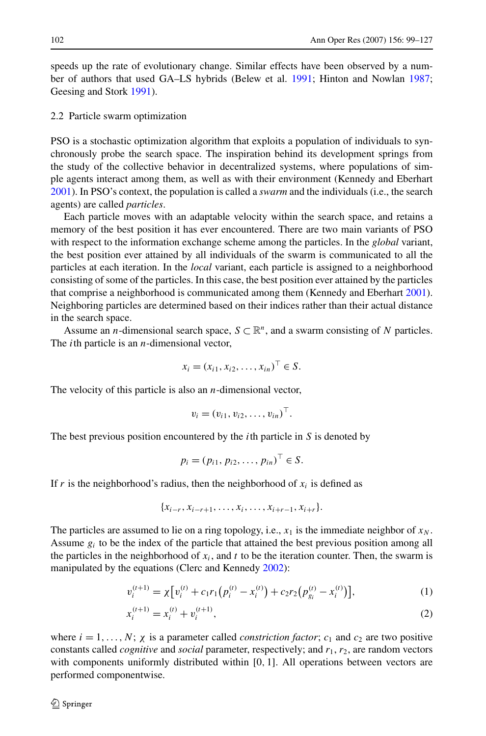speeds up the rate of evolutionary change. Similar effects have been observed by a number of authors that used GA–LS hybrids (Belew et al. 1991; Hinton and Nowlan 1987; Geesing and Stork 1991).

### 2.2 Particle swarm optimization

PSO is a stochastic optimization algorithm that exploits a population of individuals to synchronously probe the search space. The inspiration behind its development springs from the study of the collective behavior in decentralized systems, where populations of simple agents interact among them, as well as with their environment (Kennedy and Eberhart 2001). In PSO's context, the population is called a *swarm* and the individuals (i.e., the search agents) are called *particles*.

Each particle moves with an adaptable velocity within the search space, and retains a memory of the best position it has ever encountered. There are two main variants of PSO with respect to the information exchange scheme among the particles. In the *global* variant, the best position ever attained by all individuals of the swarm is communicated to all the particles at each iteration. In the *local* variant, each particle is assigned to a neighborhood consisting of some of the particles. In this case, the best position ever attained by the particles that comprise a neighborhood is communicated among them (Kennedy and Eberhart 2001). Neighboring particles are determined based on their indices rather than their actual distance in the search space.

Assume an $n$-dimensional search space, $S \subset \mathbb{R}^n$, and a swarm consisting of $N$ particles. The $i$th particle is an $n$-dimensional vector,

$$x_i = (x_{i1}, x_{i2}, \ldots, x_{in})^\top \in S.$$

The velocity of this particle is also an $n$-dimensional vector,

$$v_i = (v_{i1}, v_{i2}, \ldots, v_{in})^\top.$$

The best previous position encountered by the $i$th particle in $S$ is denoted by

$$p_i = (p_{i1}, p_{i2}, \ldots, p_{in})^\top \in S.$$

If $r$ is the neighborhood's radius, then the neighborhood of $x_i$ is defined as

$$\{x_{i-r}, x_{i-r+1}, \ldots, x_i, \ldots, x_{i+r-1}, x_{i+r}\}.$$

The particles are assumed to lie on a ring topology, i.e., $x_1$ is the immediate neighbor of $x_N$. Assume $g_i$ to be the index of the particle that attained the best previous position among all the particles in the neighborhood of $x_i$, and $t$ to be the iteration counter. Then, the swarm is manipulated by the equations (Clerc and Kennedy 2002):

$$v_i^{(t+1)} = \chi\left[v_i^{(t)} + c_1 r_1\left(p_i^{(t)} - x_i^{(t)}\right) + c_2 r_2\left(p_{g_i}^{(t)} - x_i^{(t)}\right)\right], \tag{1}$$

$$x_i^{(t+1)} = x_i^{(t)} + v_i^{(t+1)}, \tag{2}$$

where $i = 1, \ldots, N$; $\chi$ is a parameter called *constriction factor*; $c_1$ and $c_2$ are two positive constants called *cognitive* and *social* parameter, respectively; and $r_1$, $r_2$, are random vectors with components uniformly distributed within [0, 1]. All operations between vectors are performed componentwise.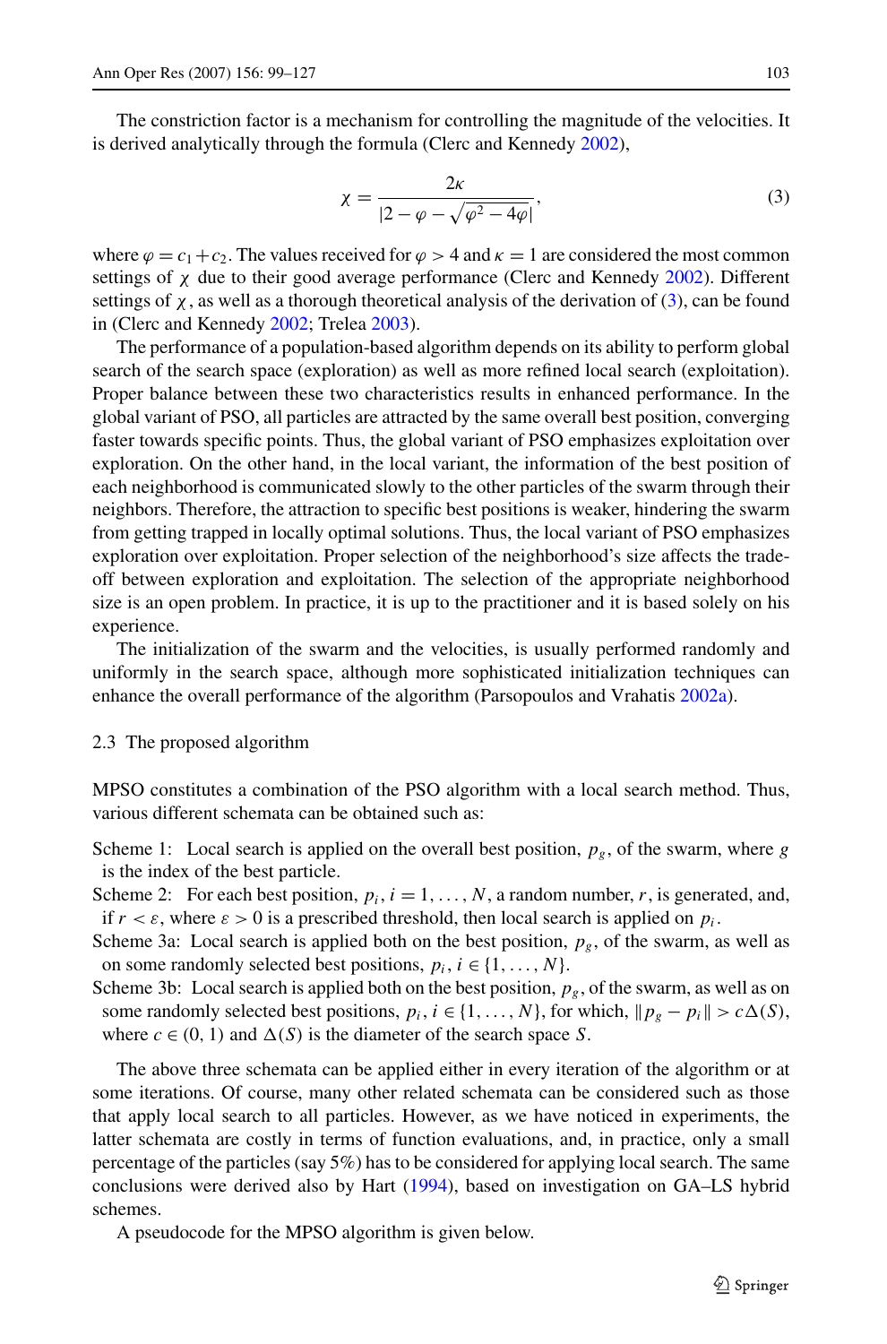The constriction factor is a mechanism for controlling the magnitude of the velocities. It is derived analytically through the formula (Clerc and Kennedy 2002),

$$\chi = \frac{2\kappa}{|2 - \varphi - \sqrt{\varphi^2 - 4\varphi}|}, \tag{3}$$

where $\varphi = c_1 + c_2$. The values received for $\varphi > 4$ and $\kappa = 1$ are considered the most common settings of $\chi$ due to their good average performance (Clerc and Kennedy 2002). Different settings of $\chi$, as well as a thorough theoretical analysis of the derivation of (3), can be found in (Clerc and Kennedy 2002; Trelea 2003).

The performance of a population-based algorithm depends on its ability to perform global search of the search space (exploration) as well as more refined local search (exploitation). Proper balance between these two characteristics results in enhanced performance. In the global variant of PSO, all particles are attracted by the same overall best position, converging faster towards specific points. Thus, the global variant of PSO emphasizes exploitation over exploration. On the other hand, in the local variant, the information of the best position of each neighborhood is communicated slowly to the other particles of the swarm through their neighbors. Therefore, the attraction to specific best positions is weaker, hindering the swarm from getting trapped in locally optimal solutions. Thus, the local variant of PSO emphasizes exploration over exploitation. Proper selection of the neighborhood's size affects the trade-off between exploration and exploitation. The selection of the appropriate neighborhood size is an open problem. In practice, it is up to the practitioner and it is based solely on his experience.

The initialization of the swarm and the velocities, is usually performed randomly and uniformly in the search space, although more sophisticated initialization techniques can enhance the overall performance of the algorithm (Parsopoulos and Vrahatis 2002a).

### 2.3 The proposed algorithm

MPSO constitutes a combination of the PSO algorithm with a local search method. Thus, various different schemata can be obtained such as:

Scheme 1: Local search is applied on the overall best position, $p_g$, of the swarm, where $g$ is the index of the best particle.

Scheme 2: For each best position, $p_i$, $i = 1, \dots, N$, a random number, $r$, is generated, and, if $r < \varepsilon$, where $\varepsilon > 0$ is a prescribed threshold, then local search is applied on $p_i$.

Scheme 3a: Local search is applied both on the best position, $p_g$, of the swarm, as well as on some randomly selected best positions, $p_i$, $i \in \{1, \dots, N\}$.

Scheme 3b: Local search is applied both on the best position, $p_g$, of the swarm, as well as on some randomly selected best positions, $p_i$, $i \in \{1, \dots, N\}$, for which, $\|p_g - p_i\| > c\Delta(S)$, where $c \in (0, 1)$ and $\Delta(S)$ is the diameter of the search space $S$.

The above three schemata can be applied either in every iteration of the algorithm or at some iterations. Of course, many other related schemata can be considered such as those that apply local search to all particles. However, as we have noticed in experiments, the latter schemata are costly in terms of function evaluations, and, in practice, only a small percentage of the particles (say 5%) has to be considered for applying local search. The same conclusions were derived also by Hart (1994), based on investigation on GA–LS hybrid schemes.

A pseudocode for the MPSO algorithm is given below.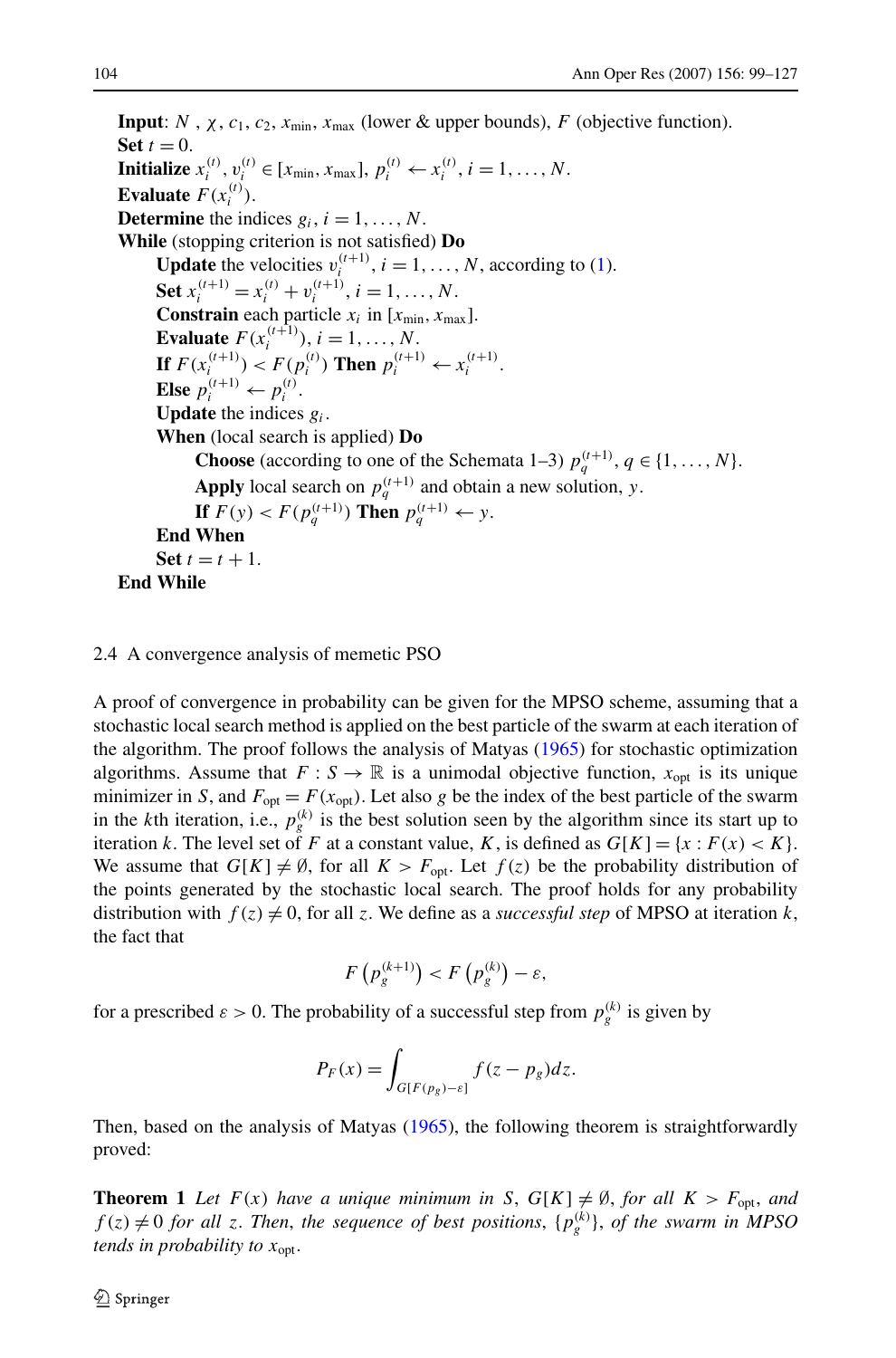**Input**: $N$ , $\chi$, $c_1$, $c_2$, $x_{\min}$, $x_{\max}$ (lower & upper bounds), $F$ (objective function).
**Set** $t = 0$.
**Initialize** $x_i^{(t)}, v_i^{(t)} \in [x_{\min}, x_{\max}]$, $p_i^{(t)} \leftarrow x_i^{(t)}$, $i = 1, \ldots, N$.
**Evaluate** $F(x_i^{(t)})$.
**Determine** the indices $g_i$, $i = 1, \ldots, N$.
**While** (stopping criterion is not satisfied) **Do**
  **Update** the velocities $v_i^{(t+1)}$, $i = 1, \ldots, N$, according to (1).
  **Set** $x_i^{(t+1)} = x_i^{(t)} + v_i^{(t+1)}$, $i = 1, \ldots, N$.
  **Constrain** each particle $x_i$ in $[x_{\min}, x_{\max}]$.
  **Evaluate** $F(x_i^{(t+1)})$, $i = 1, \ldots, N$.
  **If** $F(x_i^{(t+1)}) < F(p_i^{(t)})$ **Then** $p_i^{(t+1)} \leftarrow x_i^{(t+1)}$.
  **Else** $p_i^{(t+1)} \leftarrow p_i^{(t)}$.
  **Update** the indices $g_i$.
  **When** (local search is applied) **Do**
    **Choose** (according to one of the Schemata 1–3) $p_q^{(t+1)}$, $q \in \{1, \ldots, N\}$.
    **Apply** local search on $p_q^{(t+1)}$ and obtain a new solution, $y$.
    **If** $F(y) < F(p_q^{(t+1)})$ **Then** $p_q^{(t+1)} \leftarrow y$.
  **End When**
  **Set** $t = t + 1$.
**End While**

### 2.4 A convergence analysis of memetic PSO

A proof of convergence in probability can be given for the MPSO scheme, assuming that a stochastic local search method is applied on the best particle of the swarm at each iteration of the algorithm. The proof follows the analysis of Matyas (1965) for stochastic optimization algorithms. Assume that $F : S \to \mathbb{R}$ is a unimodal objective function, $x_{\text{opt}}$ is its unique minimizer in $S$, and $F_{\text{opt}} = F(x_{\text{opt}})$. Let also $g$ be the index of the best particle of the swarm in the $k$th iteration, i.e., $p_g^{(k)}$ is the best solution seen by the algorithm since its start up to iteration $k$. The level set of $F$ at a constant value, $K$, is defined as $G[K] = \{x : F(x) < K\}$. We assume that $G[K] \neq \emptyset$, for all $K > F_{\text{opt}}$. Let $f(z)$ be the probability distribution of the points generated by the stochastic local search. The proof holds for any probability distribution with $f(z) \neq 0$, for all $z$. We define as a *successful step* of MPSO at iteration $k$, the fact that

$$F\left(p_g^{(k+1)}\right) < F\left(p_g^{(k)}\right) - \varepsilon,$$

for a prescribed $\varepsilon > 0$. The probability of a successful step from $p_g^{(k)}$ is given by

$$P_F(x) = \int_{G[F(p_g)-\varepsilon]} f(z - p_g)dz.$$

Then, based on the analysis of Matyas (1965), the following theorem is straightforwardly proved:

**Theorem 1** *Let $F(x)$ have a unique minimum in $S$, $G[K] \neq \emptyset$, for all $K > F_{\text{opt}}$, and $f(z) \neq 0$ for all $z$. Then, the sequence of best positions, $\{p_g^{(k)}\}$, of the swarm in MPSO tends in probability to $x_{\text{opt}}$.*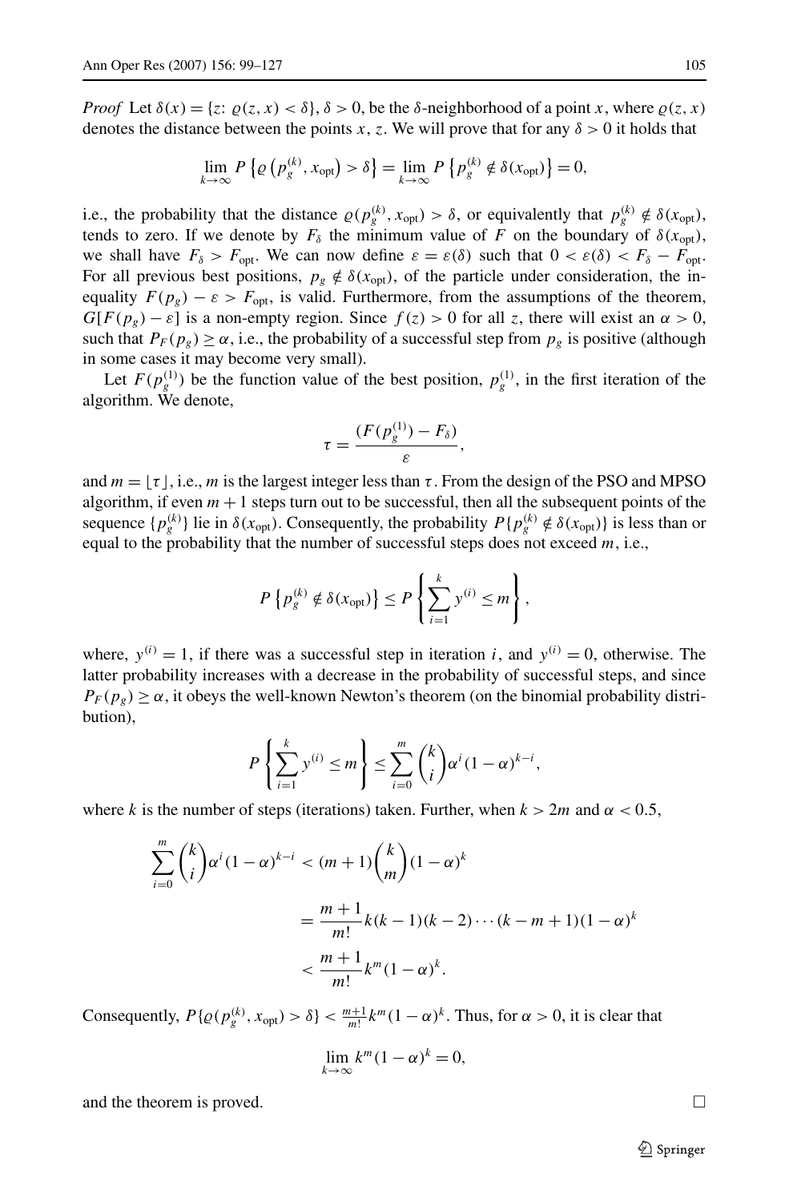*Proof* Let $\delta(x) = \{z: \varrho(z, x) < \delta\}$, $\delta > 0$, be the $\delta$-neighborhood of a point $x$, where $\varrho(z, x)$ denotes the distance between the points $x$, $z$. We will prove that for any $\delta > 0$ it holds that

$$\lim_{k\to\infty} P\left\{\varrho\left(p_g^{(k)}, x_{\text{opt}}\right) > \delta\right\} = \lim_{k\to\infty} P\left\{p_g^{(k)} \notin \delta(x_{\text{opt}})\right\} = 0,$$

i.e., the probability that the distance $\varrho(p_g^{(k)}, x_{\text{opt}}) > \delta$, or equivalently that $p_g^{(k)} \notin \delta(x_{\text{opt}})$, tends to zero. If we denote by $F_\delta$ the minimum value of $F$ on the boundary of $\delta(x_{\text{opt}})$, we shall have $F_\delta > F_{\text{opt}}$. We can now define $\varepsilon = \varepsilon(\delta)$ such that $0 < \varepsilon(\delta) < F_\delta - F_{\text{opt}}$. For all previous best positions, $p_g \notin \delta(x_{\text{opt}})$, of the particle under consideration, the inequality $F(p_g) - \varepsilon > F_{\text{opt}}$, is valid. Furthermore, from the assumptions of the theorem, $G[F(p_g) - \varepsilon]$ is a non-empty region. Since $f(z) > 0$ for all $z$, there will exist an $\alpha > 0$, such that $P_F(p_g) \geq \alpha$, i.e., the probability of a successful step from $p_g$ is positive (although in some cases it may become very small).

Let $F(p_g^{(1)})$ be the function value of the best position, $p_g^{(1)}$, in the first iteration of the algorithm. We denote,

$$\tau = \frac{(F(p_g^{(1)}) - F_\delta)}{\varepsilon},$$

and $m = \lfloor \tau \rfloor$, i.e., $m$ is the largest integer less than $\tau$. From the design of the PSO and MPSO algorithm, if even $m + 1$ steps turn out to be successful, then all the subsequent points of the sequence $\{p_g^{(k)}\}$ lie in $\delta(x_{\text{opt}})$. Consequently, the probability $P\{p_g^{(k)} \notin \delta(x_{\text{opt}})\}$ is less than or equal to the probability that the number of successful steps does not exceed $m$, i.e.,

$$P\left\{p_g^{(k)} \notin \delta(x_{\text{opt}})\right\} \leq P\left\{\sum_{i=1}^{k} y^{(i)} \leq m\right\},$$

where, $y^{(i)} = 1$, if there was a successful step in iteration $i$, and $y^{(i)} = 0$, otherwise. The latter probability increases with a decrease in the probability of successful steps, and since $P_F(p_g) \geq \alpha$, it obeys the well-known Newton's theorem (on the binomial probability distribution),

$$P\left\{\sum_{i=1}^{k} y^{(i)} \leq m\right\} \leq \sum_{i=0}^{m} \binom{k}{i} \alpha^i (1-\alpha)^{k-i},$$

where $k$ is the number of steps (iterations) taken. Further, when $k > 2m$ and $\alpha < 0.5$,

$$\begin{aligned}
\sum_{i=0}^{m} \binom{k}{i} \alpha^i (1-\alpha)^{k-i} &< (m+1)\binom{k}{m}(1-\alpha)^k \\
&= \frac{m+1}{m!} k(k-1)(k-2)\cdots(k-m+1)(1-\alpha)^k \\
&< \frac{m+1}{m!} k^m (1-\alpha)^k.
\end{aligned}$$

Consequently, $P\{\varrho(p_g^{(k)}, x_{\text{opt}}) > \delta\} < \frac{m+1}{m!} k^m (1-\alpha)^k$. Thus, for $\alpha > 0$, it is clear that

$$\lim_{k\to\infty} k^m (1-\alpha)^k = 0,$$

and the theorem is proved. □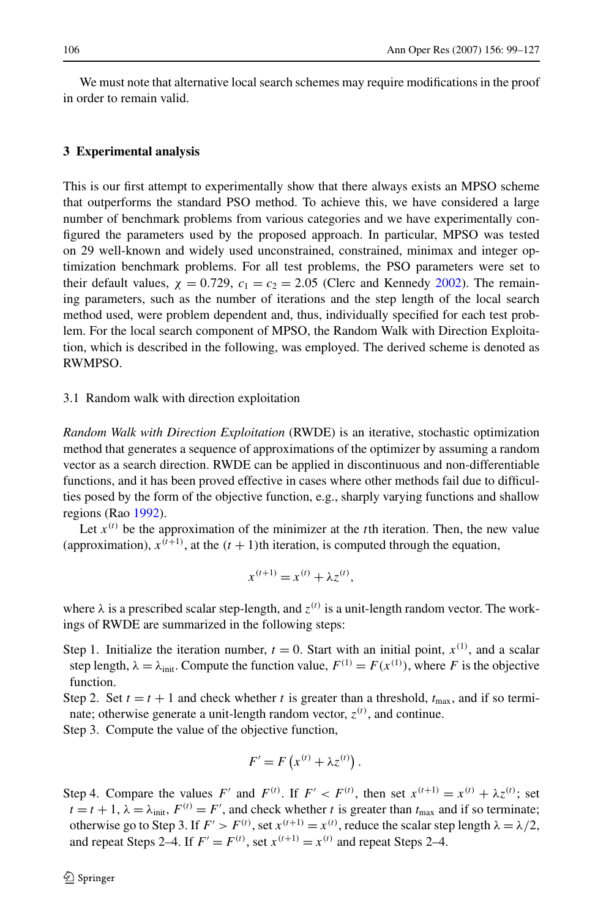We must note that alternative local search schemes may require modifications in the proof in order to remain valid.

## 3 Experimental analysis

This is our first attempt to experimentally show that there always exists an MPSO scheme that outperforms the standard PSO method. To achieve this, we have considered a large number of benchmark problems from various categories and we have experimentally configured the parameters used by the proposed approach. In particular, MPSO was tested on 29 well-known and widely used unconstrained, constrained, minimax and integer optimization benchmark problems. For all test problems, the PSO parameters were set to their default values, $\chi = 0.729$, $c_1 = c_2 = 2.05$ (Clerc and Kennedy 2002). The remaining parameters, such as the number of iterations and the step length of the local search method used, were problem dependent and, thus, individually specified for each test problem. For the local search component of MPSO, the Random Walk with Direction Exploitation, which is described in the following, was employed. The derived scheme is denoted as RWMPSO.

### 3.1 Random walk with direction exploitation

*Random Walk with Direction Exploitation* (RWDE) is an iterative, stochastic optimization method that generates a sequence of approximations of the optimizer by assuming a random vector as a search direction. RWDE can be applied in discontinuous and non-differentiable functions, and it has been proved effective in cases where other methods fail due to difficulties posed by the form of the objective function, e.g., sharply varying functions and shallow regions (Rao 1992).

Let $x^{(t)}$ be the approximation of the minimizer at the $t$th iteration. Then, the new value (approximation), $x^{(t+1)}$, at the $(t+1)$th iteration, is computed through the equation,

$$x^{(t+1)} = x^{(t)} + \lambda z^{(t)},$$

where $\lambda$ is a prescribed scalar step-length, and $z^{(t)}$ is a unit-length random vector. The workings of RWDE are summarized in the following steps:

Step 1. Initialize the iteration number, $t = 0$. Start with an initial point, $x^{(1)}$, and a scalar step length, $\lambda = \lambda_{\text{init}}$. Compute the function value, $F^{(1)} = F(x^{(1)})$, where $F$ is the objective function.

Step 2. Set $t = t + 1$ and check whether $t$ is greater than a threshold, $t_{\max}$, and if so terminate; otherwise generate a unit-length random vector, $z^{(t)}$, and continue.

Step 3. Compute the value of the objective function,

$$F' = F\left(x^{(t)} + \lambda z^{(t)}\right).$$

Step 4. Compare the values $F'$ and $F^{(t)}$. If $F' < F^{(t)}$, then set $x^{(t+1)} = x^{(t)} + \lambda z^{(t)}$; set $t = t + 1$, $\lambda = \lambda_{\text{init}}$, $F^{(t)} = F'$, and check whether $t$ is greater than $t_{\max}$ and if so terminate; otherwise go to Step 3. If $F' > F^{(t)}$, set $x^{(t+1)} = x^{(t)}$, reduce the scalar step length $\lambda = \lambda/2$, and repeat Steps 2–4. If $F' = F^{(t)}$, set $x^{(t+1)} = x^{(t)}$ and repeat Steps 2–4.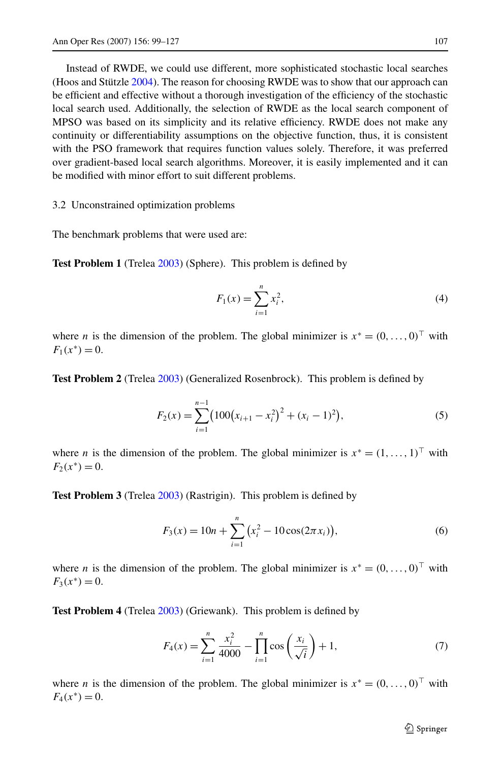Instead of RWDE, we could use different, more sophisticated stochastic local searches (Hoos and Stützle 2004). The reason for choosing RWDE was to show that our approach can be efficient and effective without a thorough investigation of the efficiency of the stochastic local search used. Additionally, the selection of RWDE as the local search component of MPSO was based on its simplicity and its relative efficiency. RWDE does not make any continuity or differentiability assumptions on the objective function, thus, it is consistent with the PSO framework that requires function values solely. Therefore, it was preferred over gradient-based local search algorithms. Moreover, it is easily implemented and it can be modified with minor effort to suit different problems.

### 3.2 Unconstrained optimization problems

The benchmark problems that were used are:

**Test Problem 1** (Trelea 2003) (Sphere). This problem is defined by

$$F_1(x) = \sum_{i=1}^{n} x_i^2, \tag{4}$$

where $n$ is the dimension of the problem. The global minimizer is $x^* = (0, \ldots, 0)^\top$ with $F_1(x^*) = 0$.

**Test Problem 2** (Trelea 2003) (Generalized Rosenbrock). This problem is defined by

$$F_2(x) = \sum_{i=1}^{n-1} \left(100\left(x_{i+1} - x_i^2\right)^2 + (x_i - 1)^2\right), \tag{5}$$

where $n$ is the dimension of the problem. The global minimizer is $x^* = (1, \ldots, 1)^\top$ with $F_2(x^*) = 0$.

**Test Problem 3** (Trelea 2003) (Rastrigin). This problem is defined by

$$F_3(x) = 10n + \sum_{i=1}^{n} \left(x_i^2 - 10\cos(2\pi x_i)\right), \tag{6}$$

where $n$ is the dimension of the problem. The global minimizer is $x^* = (0, \ldots, 0)^\top$ with $F_3(x^*) = 0$.

**Test Problem 4** (Trelea 2003) (Griewank). This problem is defined by

$$F_4(x) = \sum_{i=1}^{n} \frac{x_i^2}{4000} - \prod_{i=1}^{n} \cos\left(\frac{x_i}{\sqrt{i}}\right) + 1, \tag{7}$$

where $n$ is the dimension of the problem. The global minimizer is $x^* = (0, \ldots, 0)^\top$ with $F_4(x^*) = 0$.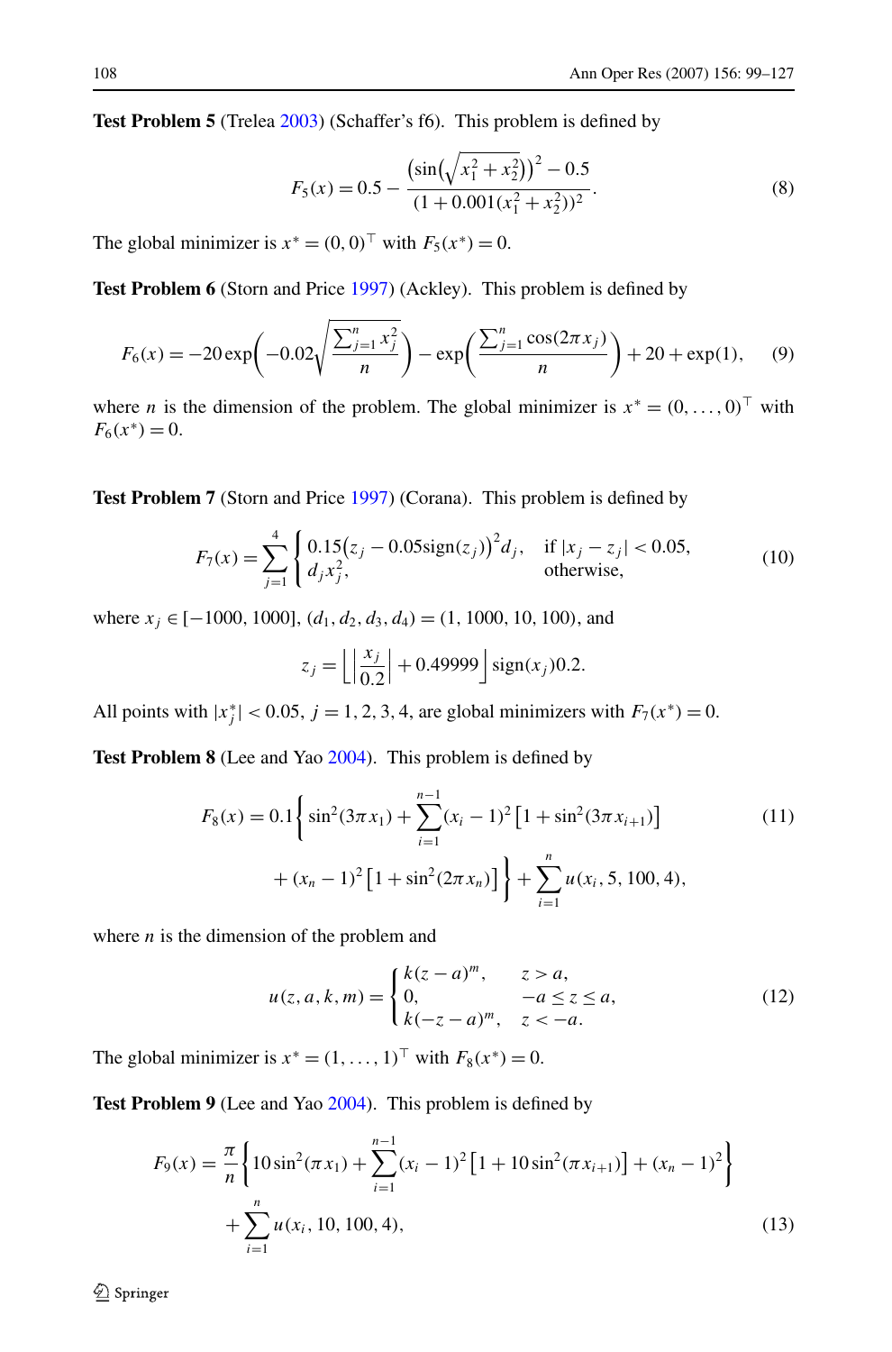**Test Problem 5** (Trelea 2003) (Schaffer's f6). This problem is defined by

$$F_5(x) = 0.5 - \frac{\left(\sin\left(\sqrt{x_1^2 + x_2^2}\right)\right)^2 - 0.5}{(1 + 0.001(x_1^2 + x_2^2))^2}. \tag{8}$$

The global minimizer is $x^* = (0,0)^\top$ with $F_5(x^*) = 0$.

**Test Problem 6** (Storn and Price 1997) (Ackley). This problem is defined by

$$F_6(x) = -20\exp\left(-0.02\sqrt{\frac{\sum_{j=1}^n x_j^2}{n}}\right) - \exp\left(\frac{\sum_{j=1}^n \cos(2\pi x_j)}{n}\right) + 20 + \exp(1), \tag{9}$$

where $n$ is the dimension of the problem. The global minimizer is $x^* = (0,\dots,0)^\top$ with $F_6(x^*) = 0$.

**Test Problem 7** (Storn and Price 1997) (Corana). This problem is defined by

$$F_7(x) = \sum_{j=1}^{4} \begin{cases} 0.15\big(z_j - 0.05\,\mathrm{sign}(z_j)\big)^2 d_j, & \text{if } |x_j - z_j| < 0.05, \\ d_j x_j^2, & \text{otherwise}, \end{cases} \tag{10}$$

where $x_j \in [-1000, 1000]$, $(d_1, d_2, d_3, d_4) = (1, 1000, 10, 100)$, and

$$z_j = \left\lfloor \left|\frac{x_j}{0.2}\right| + 0.49999 \right\rfloor \mathrm{sign}(x_j) 0.2.$$

All points with $|x_j^*| < 0.05$, $j = 1,2,3,4$, are global minimizers with $F_7(x^*) = 0$.

**Test Problem 8** (Lee and Yao 2004). This problem is defined by

$$\begin{aligned} F_8(x) = 0.1\Bigg\{ & \sin^2(3\pi x_1) + \sum_{i=1}^{n-1}(x_i - 1)^2\left[1 + \sin^2(3\pi x_{i+1})\right] \\ & + (x_n - 1)^2\left[1 + \sin^2(2\pi x_n)\right]\Bigg\} + \sum_{i=1}^{n} u(x_i, 5, 100, 4), \end{aligned} \tag{11}$$

where $n$ is the dimension of the problem and

$$u(z, a, k, m) = \begin{cases} k(z-a)^m, & z > a, \\ 0, & -a \le z \le a, \\ k(-z-a)^m, & z < -a. \end{cases} \tag{12}$$

The global minimizer is $x^* = (1,\dots,1)^\top$ with $F_8(x^*) = 0$.

**Test Problem 9** (Lee and Yao 2004). This problem is defined by

$$\begin{aligned} F_9(x) = \frac{\pi}{n}\Bigg\{ & 10\sin^2(\pi x_1) + \sum_{i=1}^{n-1}(x_i - 1)^2\left[1 + 10\sin^2(\pi x_{i+1})\right] + (x_n - 1)^2\Bigg\} \\ & + \sum_{i=1}^{n} u(x_i, 10, 100, 4), \end{aligned} \tag{13}$$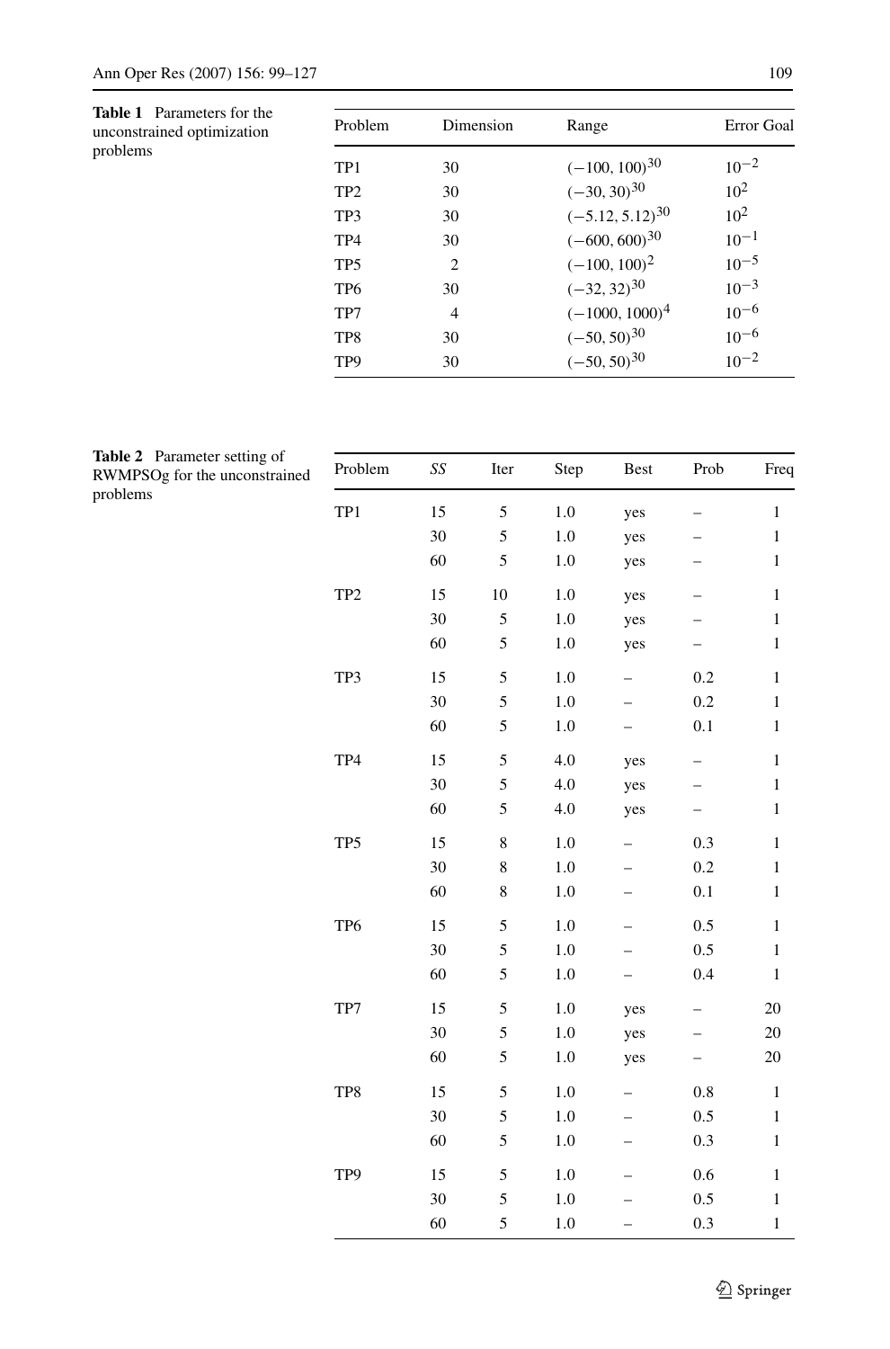**Table 1** Parameters for the unconstrained optimization problems

| Problem | Dimension | Range | Error Goal |
| --- | --- | --- | --- |
| TP1 | 30 | $(-100, 100)^{30}$ | $10^{-2}$ |
| TP2 | 30 | $(-30, 30)^{30}$ | $10^{2}$ |
| TP3 | 30 | $(-5.12, 5.12)^{30}$ | $10^{2}$ |
| TP4 | 30 | $(-600, 600)^{30}$ | $10^{-1}$ |
| TP5 | 2 | $(-100, 100)^{2}$ | $10^{-5}$ |
| TP6 | 30 | $(-32, 32)^{30}$ | $10^{-3}$ |
| TP7 | 4 | $(-1000, 1000)^{4}$ | $10^{-6}$ |
| TP8 | 30 | $(-50, 50)^{30}$ | $10^{-6}$ |
| TP9 | 30 | $(-50, 50)^{30}$ | $10^{-2}$ |

**Table 2** Parameter setting of RWMPSOg for the unconstrained problems

| Problem | *SS* | Iter | Step | Best | Prob | Freq |
| --- | --- | --- | --- | --- | --- | --- |
| TP1 | 15 | 5 | 1.0 | yes | – | 1 |
| | 30 | 5 | 1.0 | yes | – | 1 |
| | 60 | 5 | 1.0 | yes | – | 1 |
| TP2 | 15 | 10 | 1.0 | yes | – | 1 |
| | 30 | 5 | 1.0 | yes | – | 1 |
| | 60 | 5 | 1.0 | yes | – | 1 |
| TP3 | 15 | 5 | 1.0 | – | 0.2 | 1 |
| | 30 | 5 | 1.0 | – | 0.2 | 1 |
| | 60 | 5 | 1.0 | – | 0.1 | 1 |
| TP4 | 15 | 5 | 4.0 | yes | – | 1 |
| | 30 | 5 | 4.0 | yes | – | 1 |
| | 60 | 5 | 4.0 | yes | – | 1 |
| TP5 | 15 | 8 | 1.0 | – | 0.3 | 1 |
| | 30 | 8 | 1.0 | – | 0.2 | 1 |
| | 60 | 8 | 1.0 | – | 0.1 | 1 |
| TP6 | 15 | 5 | 1.0 | – | 0.5 | 1 |
| | 30 | 5 | 1.0 | – | 0.5 | 1 |
| | 60 | 5 | 1.0 | – | 0.4 | 1 |
| TP7 | 15 | 5 | 1.0 | yes | – | 20 |
| | 30 | 5 | 1.0 | yes | – | 20 |
| | 60 | 5 | 1.0 | yes | – | 20 |
| TP8 | 15 | 5 | 1.0 | – | 0.8 | 1 |
| | 30 | 5 | 1.0 | – | 0.5 | 1 |
| | 60 | 5 | 1.0 | – | 0.3 | 1 |
| TP9 | 15 | 5 | 1.0 | – | 0.6 | 1 |
| | 30 | 5 | 1.0 | – | 0.5 | 1 |
| | 60 | 5 | 1.0 | – | 0.3 | 1 |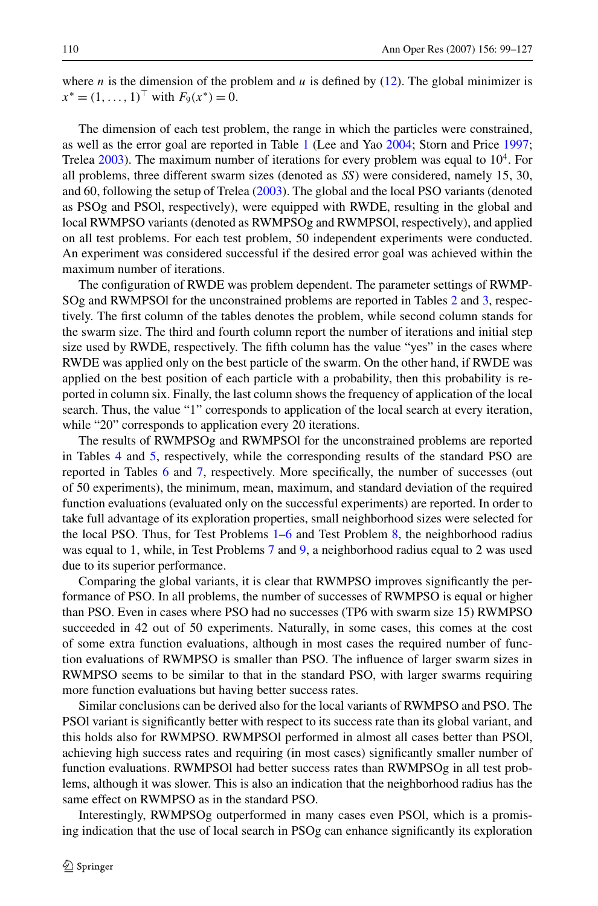where $n$ is the dimension of the problem and $u$ is defined by (12). The global minimizer is $x^* = (1, \ldots, 1)^\top$ with $F_9(x^*) = 0$.

The dimension of each test problem, the range in which the particles were constrained, as well as the error goal are reported in Table 1 (Lee and Yao 2004; Storn and Price 1997; Trelea 2003). The maximum number of iterations for every problem was equal to $10^4$. For all problems, three different swarm sizes (denoted as *SS*) were considered, namely 15, 30, and 60, following the setup of Trelea (2003). The global and the local PSO variants (denoted as PSOg and PSOl, respectively), were equipped with RWDE, resulting in the global and local RWMPSO variants (denoted as RWMPSOg and RWMPSOl, respectively), and applied on all test problems. For each test problem, 50 independent experiments were conducted. An experiment was considered successful if the desired error goal was achieved within the maximum number of iterations.

The configuration of RWDE was problem dependent. The parameter settings of RWMPSOg and RWMPSOl for the unconstrained problems are reported in Tables 2 and 3, respectively. The first column of the tables denotes the problem, while second column stands for the swarm size. The third and fourth column report the number of iterations and initial step size used by RWDE, respectively. The fifth column has the value "yes" in the cases where RWDE was applied only on the best particle of the swarm. On the other hand, if RWDE was applied on the best position of each particle with a probability, then this probability is reported in column six. Finally, the last column shows the frequency of application of the local search. Thus, the value "1" corresponds to application of the local search at every iteration, while "20" corresponds to application every 20 iterations.

The results of RWMPSOg and RWMPSOl for the unconstrained problems are reported in Tables 4 and 5, respectively, while the corresponding results of the standard PSO are reported in Tables 6 and 7, respectively. More specifically, the number of successes (out of 50 experiments), the minimum, mean, maximum, and standard deviation of the required function evaluations (evaluated only on the successful experiments) are reported. In order to take full advantage of its exploration properties, small neighborhood sizes were selected for the local PSO. Thus, for Test Problems 1–6 and Test Problem 8, the neighborhood radius was equal to 1, while, in Test Problems 7 and 9, a neighborhood radius equal to 2 was used due to its superior performance.

Comparing the global variants, it is clear that RWMPSO improves significantly the performance of PSO. In all problems, the number of successes of RWMPSO is equal or higher than PSO. Even in cases where PSO had no successes (TP6 with swarm size 15) RWMPSO succeeded in 42 out of 50 experiments. Naturally, in some cases, this comes at the cost of some extra function evaluations, although in most cases the required number of function evaluations of RWMPSO is smaller than PSO. The influence of larger swarm sizes in RWMPSO seems to be similar to that in the standard PSO, with larger swarms requiring more function evaluations but having better success rates.

Similar conclusions can be derived also for the local variants of RWMPSO and PSO. The PSOl variant is significantly better with respect to its success rate than its global variant, and this holds also for RWMPSO. RWMPSOl performed in almost all cases better than PSOl, achieving high success rates and requiring (in most cases) significantly smaller number of function evaluations. RWMPSOl had better success rates than RWMPSOg in all test problems, although it was slower. This is also an indication that the neighborhood radius has the same effect on RWMPSO as in the standard PSO.

Interestingly, RWMPSOg outperformed in many cases even PSOl, which is a promising indication that the use of local search in PSOg can enhance significantly its exploration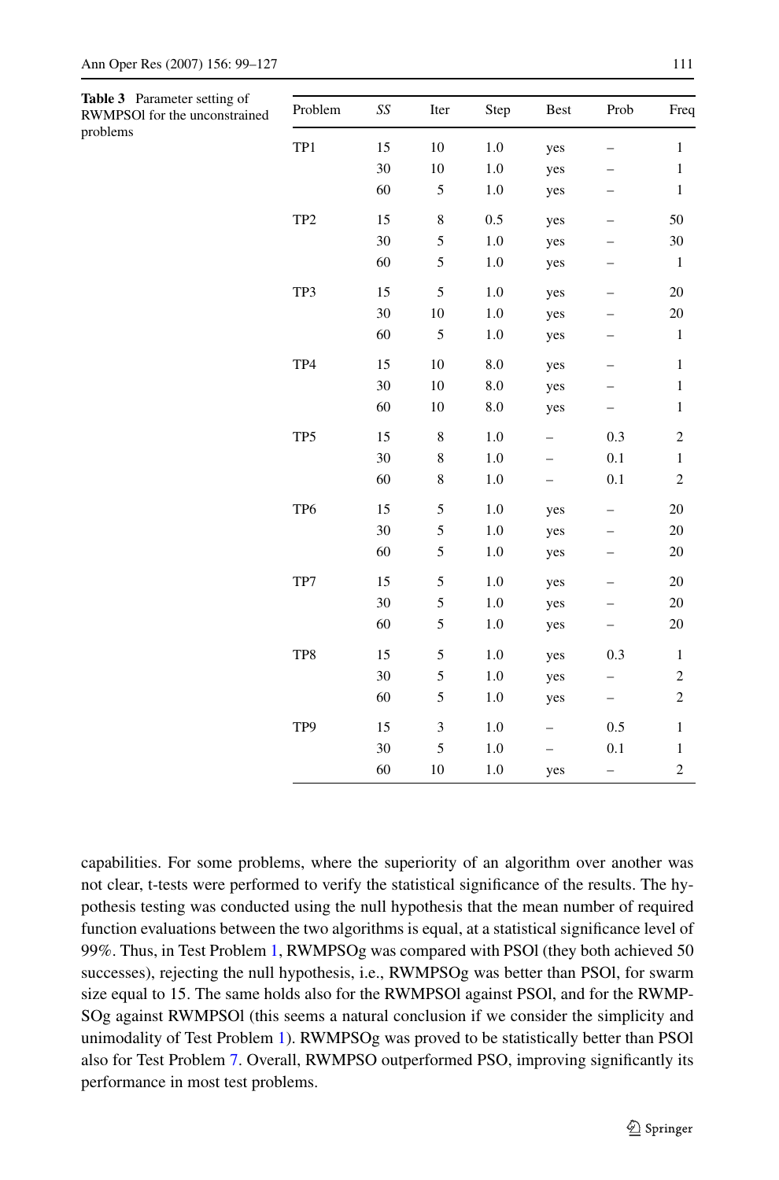**Table 3** Parameter setting of RWMPSOl for the unconstrained problems

| Problem | *SS* | Iter | Step | Best | Prob | Freq |
|---|---|---|---|---|---|---|
| TP1 | 15 | 10 | 1.0 | yes | – | 1 |
| | 30 | 10 | 1.0 | yes | – | 1 |
| | 60 | 5 | 1.0 | yes | – | 1 |
| TP2 | 15 | 8 | 0.5 | yes | – | 50 |
| | 30 | 5 | 1.0 | yes | – | 30 |
| | 60 | 5 | 1.0 | yes | – | 1 |
| TP3 | 15 | 5 | 1.0 | yes | – | 20 |
| | 30 | 10 | 1.0 | yes | – | 20 |
| | 60 | 5 | 1.0 | yes | – | 1 |
| TP4 | 15 | 10 | 8.0 | yes | – | 1 |
| | 30 | 10 | 8.0 | yes | – | 1 |
| | 60 | 10 | 8.0 | yes | – | 1 |
| TP5 | 15 | 8 | 1.0 | – | 0.3 | 2 |
| | 30 | 8 | 1.0 | – | 0.1 | 1 |
| | 60 | 8 | 1.0 | – | 0.1 | 2 |
| TP6 | 15 | 5 | 1.0 | yes | – | 20 |
| | 30 | 5 | 1.0 | yes | – | 20 |
| | 60 | 5 | 1.0 | yes | – | 20 |
| TP7 | 15 | 5 | 1.0 | yes | – | 20 |
| | 30 | 5 | 1.0 | yes | – | 20 |
| | 60 | 5 | 1.0 | yes | – | 20 |
| TP8 | 15 | 5 | 1.0 | yes | 0.3 | 1 |
| | 30 | 5 | 1.0 | yes | – | 2 |
| | 60 | 5 | 1.0 | yes | – | 2 |
| TP9 | 15 | 3 | 1.0 | – | 0.5 | 1 |
| | 30 | 5 | 1.0 | – | 0.1 | 1 |
| | 60 | 10 | 1.0 | yes | – | 2 |

capabilities. For some problems, where the superiority of an algorithm over another was not clear, t-tests were performed to verify the statistical significance of the results. The hypothesis testing was conducted using the null hypothesis that the mean number of required function evaluations between the two algorithms is equal, at a statistical significance level of 99%. Thus, in Test Problem 1, RWMPSOg was compared with PSOl (they both achieved 50 successes), rejecting the null hypothesis, i.e., RWMPSOg was better than PSOl, for swarm size equal to 15. The same holds also for the RWMPSOl against PSOl, and for the RWMPSOg against RWMPSOl (this seems a natural conclusion if we consider the simplicity and unimodality of Test Problem 1). RWMPSOg was proved to be statistically better than PSOl also for Test Problem 7. Overall, RWMPSO outperformed PSO, improving significantly its performance in most test problems.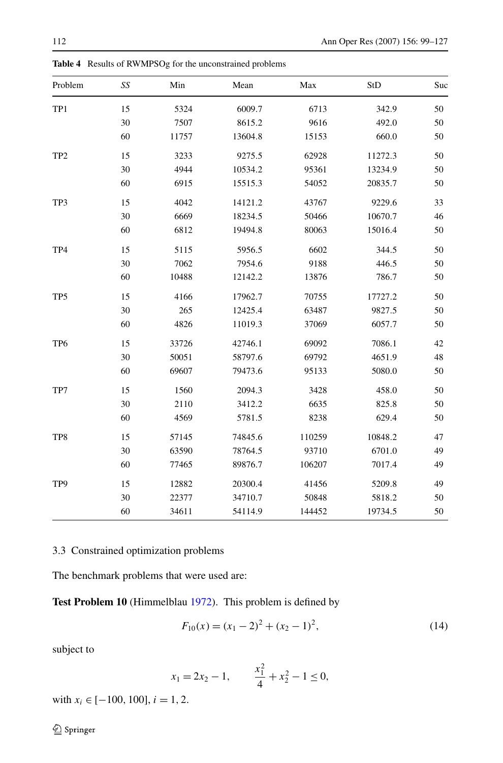**Table 4** Results of RWMPSOg for the unconstrained problems

| Problem | *SS* | Min | Mean | Max | StD | Suc |
|---|---|---|---|---|---|---|
| TP1 | 15 | 5324 | 6009.7 | 6713 | 342.9 | 50 |
| | 30 | 7507 | 8615.2 | 9616 | 492.0 | 50 |
| | 60 | 11757 | 13604.8 | 15153 | 660.0 | 50 |
| TP2 | 15 | 3233 | 9275.5 | 62928 | 11272.3 | 50 |
| | 30 | 4944 | 10534.2 | 95361 | 13234.9 | 50 |
| | 60 | 6915 | 15515.3 | 54052 | 20835.7 | 50 |
| TP3 | 15 | 4042 | 14121.2 | 43767 | 9229.6 | 33 |
| | 30 | 6669 | 18234.5 | 50466 | 10670.7 | 46 |
| | 60 | 6812 | 19494.8 | 80063 | 15016.4 | 50 |
| TP4 | 15 | 5115 | 5956.5 | 6602 | 344.5 | 50 |
| | 30 | 7062 | 7954.6 | 9188 | 446.5 | 50 |
| | 60 | 10488 | 12142.2 | 13876 | 786.7 | 50 |
| TP5 | 15 | 4166 | 17962.7 | 70755 | 17727.2 | 50 |
| | 30 | 265 | 12425.4 | 63487 | 9827.5 | 50 |
| | 60 | 4826 | 11019.3 | 37069 | 6057.7 | 50 |
| TP6 | 15 | 33726 | 42746.1 | 69092 | 7086.1 | 42 |
| | 30 | 50051 | 58797.6 | 69792 | 4651.9 | 48 |
| | 60 | 69607 | 79473.6 | 95133 | 5080.0 | 50 |
| TP7 | 15 | 1560 | 2094.3 | 3428 | 458.0 | 50 |
| | 30 | 2110 | 3412.2 | 6635 | 825.8 | 50 |
| | 60 | 4569 | 5781.5 | 8238 | 629.4 | 50 |
| TP8 | 15 | 57145 | 74845.6 | 110259 | 10848.2 | 47 |
| | 30 | 63590 | 78764.5 | 93710 | 6701.0 | 49 |
| | 60 | 77465 | 89876.7 | 106207 | 7017.4 | 49 |
| TP9 | 15 | 12882 | 20300.4 | 41456 | 5209.8 | 49 |
| | 30 | 22377 | 34710.7 | 50848 | 5818.2 | 50 |
| | 60 | 34611 | 54114.9 | 144452 | 19734.5 | 50 |

### 3.3 Constrained optimization problems

The benchmark problems that were used are:

**Test Problem 10** (Himmelblau 1972). This problem is defined by

$$F_{10}(x) = (x_1 - 2)^2 + (x_2 - 1)^2, \tag{14}$$

subject to

$$x_1 = 2x_2 - 1, \qquad \frac{x_1^2}{4} + x_2^2 - 1 \leq 0,$$

with $x_i \in [-100, 100]$, $i = 1, 2$.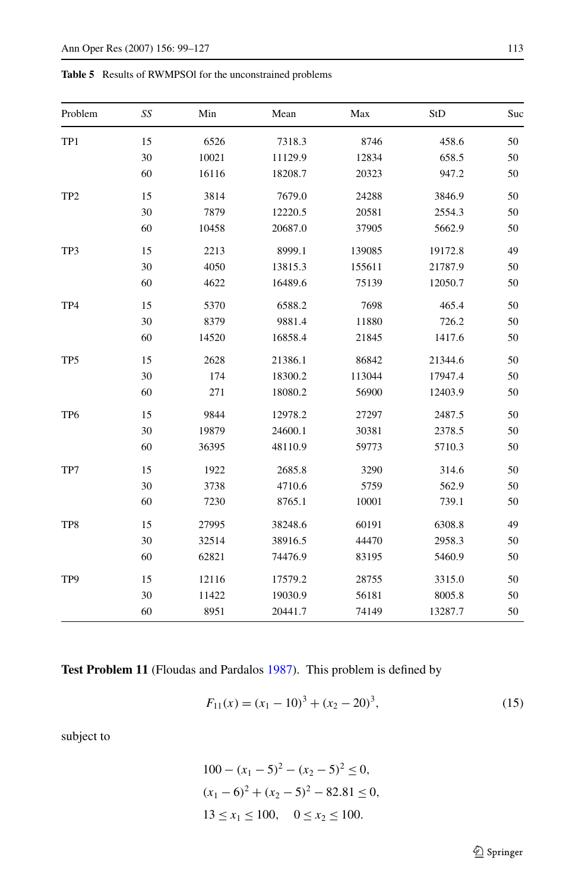**Table 5** Results of RWMPSOl for the unconstrained problems

| Problem | *SS* | Min | Mean | Max | StD | Suc |
|---|---|---|---|---|---|---|
| TP1 | 15 | 6526 | 7318.3 | 8746 | 458.6 | 50 |
| | 30 | 10021 | 11129.9 | 12834 | 658.5 | 50 |
| | 60 | 16116 | 18208.7 | 20323 | 947.2 | 50 |
| TP2 | 15 | 3814 | 7679.0 | 24288 | 3846.9 | 50 |
| | 30 | 7879 | 12220.5 | 20581 | 2554.3 | 50 |
| | 60 | 10458 | 20687.0 | 37905 | 5662.9 | 50 |
| TP3 | 15 | 2213 | 8999.1 | 139085 | 19172.8 | 49 |
| | 30 | 4050 | 13815.3 | 155611 | 21787.9 | 50 |
| | 60 | 4622 | 16489.6 | 75139 | 12050.7 | 50 |
| TP4 | 15 | 5370 | 6588.2 | 7698 | 465.4 | 50 |
| | 30 | 8379 | 9881.4 | 11880 | 726.2 | 50 |
| | 60 | 14520 | 16858.4 | 21845 | 1417.6 | 50 |
| TP5 | 15 | 2628 | 21386.1 | 86842 | 21344.6 | 50 |
| | 30 | 174 | 18300.2 | 113044 | 17947.4 | 50 |
| | 60 | 271 | 18080.2 | 56900 | 12403.9 | 50 |
| TP6 | 15 | 9844 | 12978.2 | 27297 | 2487.5 | 50 |
| | 30 | 19879 | 24600.1 | 30381 | 2378.5 | 50 |
| | 60 | 36395 | 48110.9 | 59773 | 5710.3 | 50 |
| TP7 | 15 | 1922 | 2685.8 | 3290 | 314.6 | 50 |
| | 30 | 3738 | 4710.6 | 5759 | 562.9 | 50 |
| | 60 | 7230 | 8765.1 | 10001 | 739.1 | 50 |
| TP8 | 15 | 27995 | 38248.6 | 60191 | 6308.8 | 49 |
| | 30 | 32514 | 38916.5 | 44470 | 2958.3 | 50 |
| | 60 | 62821 | 74476.9 | 83195 | 5460.9 | 50 |
| TP9 | 15 | 12116 | 17579.2 | 28755 | 3315.0 | 50 |
| | 30 | 11422 | 19030.9 | 56181 | 8005.8 | 50 |
| | 60 | 8951 | 20441.7 | 74149 | 13287.7 | 50 |

**Test Problem 11** (Floudas and Pardalos 1987). This problem is defined by

$$F_{11}(x) = (x_1 - 10)^3 + (x_2 - 20)^3, \tag{15}$$

subject to

$$100 - (x_1 - 5)^2 - (x_2 - 5)^2 \leq 0,$$
$$(x_1 - 6)^2 + (x_2 - 5)^2 - 82.81 \leq 0,$$
$$13 \leq x_1 \leq 100, \quad 0 \leq x_2 \leq 100.$$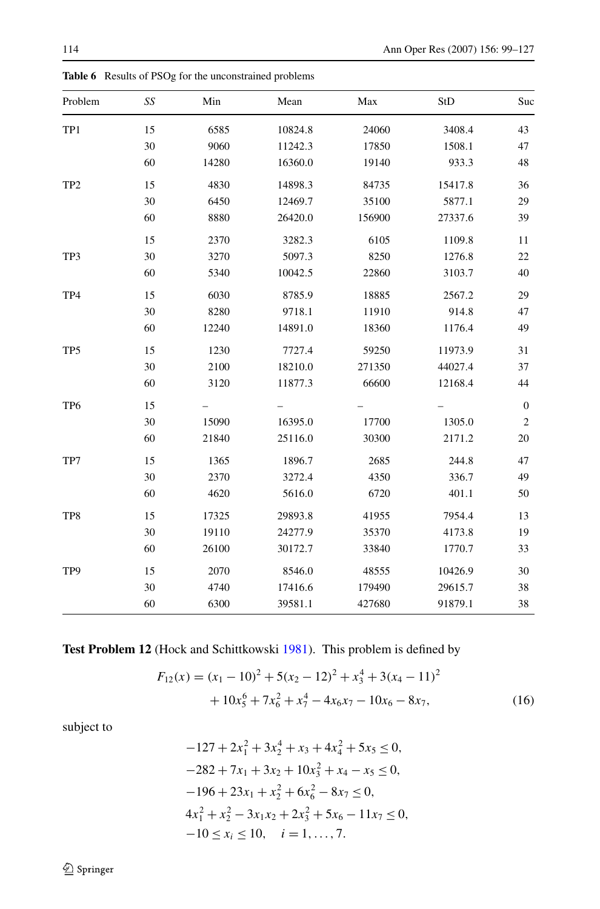**Table 6** Results of PSOg for the unconstrained problems

| Problem | *SS* | Min | Mean | Max | StD | Suc |
|---|---|---|---|---|---|---|
| TP1 | 15 | 6585 | 10824.8 | 24060 | 3408.4 | 43 |
| | 30 | 9060 | 11242.3 | 17850 | 1508.1 | 47 |
| | 60 | 14280 | 16360.0 | 19140 | 933.3 | 48 |
| TP2 | 15 | 4830 | 14898.3 | 84735 | 15417.8 | 36 |
| | 30 | 6450 | 12469.7 | 35100 | 5877.1 | 29 |
| | 60 | 8880 | 26420.0 | 156900 | 27337.6 | 39 |
| | 15 | 2370 | 3282.3 | 6105 | 1109.8 | 11 |
| TP3 | 30 | 3270 | 5097.3 | 8250 | 1276.8 | 22 |
| | 60 | 5340 | 10042.5 | 22860 | 3103.7 | 40 |
| TP4 | 15 | 6030 | 8785.9 | 18885 | 2567.2 | 29 |
| | 30 | 8280 | 9718.1 | 11910 | 914.8 | 47 |
| | 60 | 12240 | 14891.0 | 18360 | 1176.4 | 49 |
| TP5 | 15 | 1230 | 7727.4 | 59250 | 11973.9 | 31 |
| | 30 | 2100 | 18210.0 | 271350 | 44027.4 | 37 |
| | 60 | 3120 | 11877.3 | 66600 | 12168.4 | 44 |
| TP6 | 15 | – | – | – | – | 0 |
| | 30 | 15090 | 16395.0 | 17700 | 1305.0 | 2 |
| | 60 | 21840 | 25116.0 | 30300 | 2171.2 | 20 |
| TP7 | 15 | 1365 | 1896.7 | 2685 | 244.8 | 47 |
| | 30 | 2370 | 3272.4 | 4350 | 336.7 | 49 |
| | 60 | 4620 | 5616.0 | 6720 | 401.1 | 50 |
| TP8 | 15 | 17325 | 29893.8 | 41955 | 7954.4 | 13 |
| | 30 | 19110 | 24277.9 | 35370 | 4173.8 | 19 |
| | 60 | 26100 | 30172.7 | 33840 | 1770.7 | 33 |
| TP9 | 15 | 2070 | 8546.0 | 48555 | 10426.9 | 30 |
| | 30 | 4740 | 17416.6 | 179490 | 29615.7 | 38 |
| | 60 | 6300 | 39581.1 | 427680 | 91879.1 | 38 |

**Test Problem 12** (Hock and Schittkowski 1981). This problem is defined by

$$F_{12}(x) = (x_1 - 10)^2 + 5(x_2 - 12)^2 + x_3^4 + 3(x_4 - 11)^2 + 10x_5^6 + 7x_6^2 + x_7^4 - 4x_6x_7 - 10x_6 - 8x_7, \tag{16}$$

subject to

$$\begin{aligned}
&-127 + 2x_1^2 + 3x_2^4 + x_3 + 4x_4^2 + 5x_5 \le 0,\\
&-282 + 7x_1 + 3x_2 + 10x_3^2 + x_4 - x_5 \le 0,\\
&-196 + 23x_1 + x_2^2 + 6x_6^2 - 8x_7 \le 0,\\
&4x_1^2 + x_2^2 - 3x_1x_2 + 2x_3^2 + 5x_6 - 11x_7 \le 0,\\
&-10 \le x_i \le 10, \quad i = 1, \ldots, 7.
\end{aligned}$$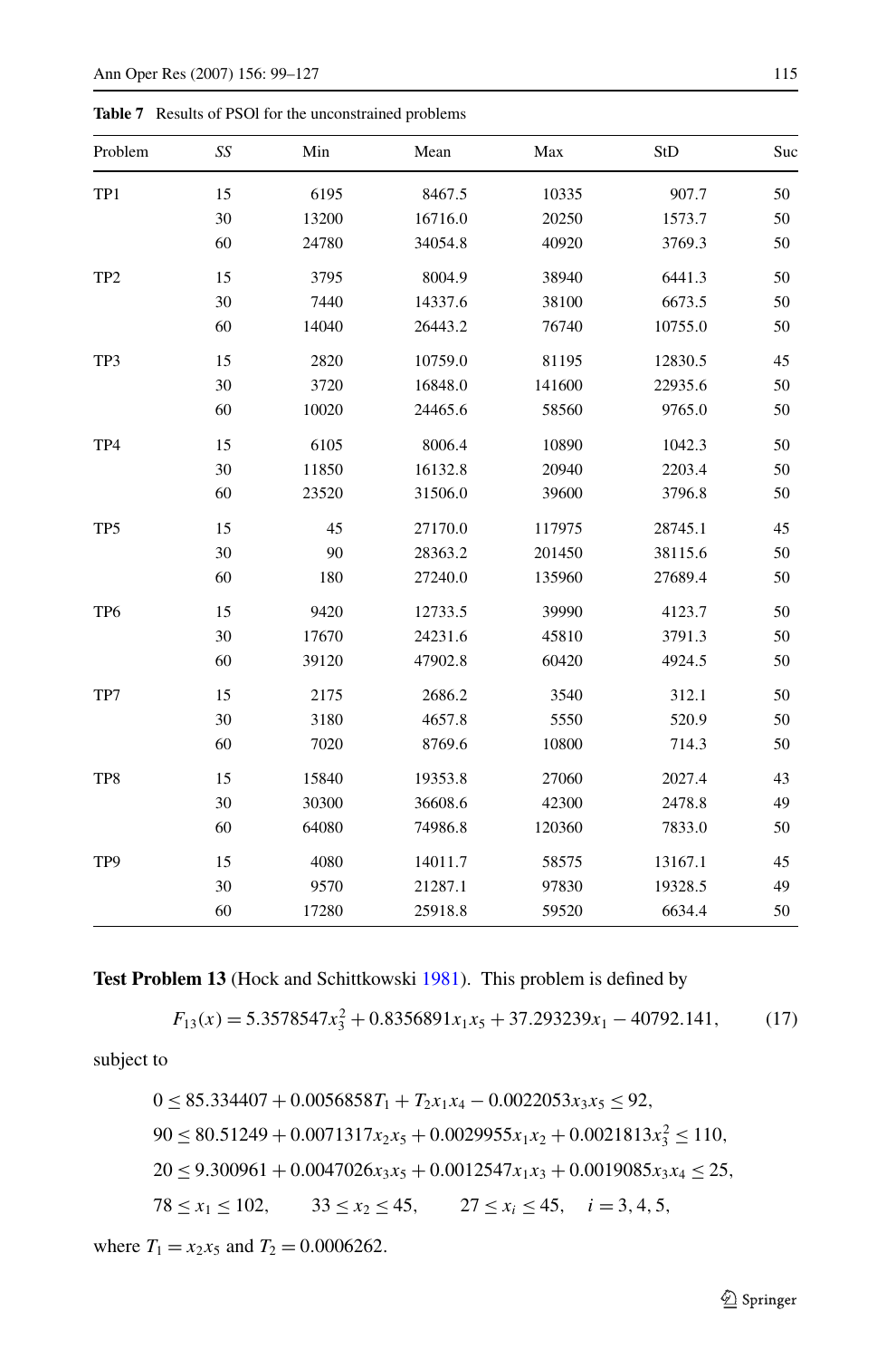**Table 7** Results of PSOl for the unconstrained problems

| Problem | *SS* | Min | Mean | Max | StD | Suc |
|---|---|---|---|---|---|---|
| TP1 | 15 | 6195 | 8467.5 | 10335 | 907.7 | 50 |
| | 30 | 13200 | 16716.0 | 20250 | 1573.7 | 50 |
| | 60 | 24780 | 34054.8 | 40920 | 3769.3 | 50 |
| TP2 | 15 | 3795 | 8004.9 | 38940 | 6441.3 | 50 |
| | 30 | 7440 | 14337.6 | 38100 | 6673.5 | 50 |
| | 60 | 14040 | 26443.2 | 76740 | 10755.0 | 50 |
| TP3 | 15 | 2820 | 10759.0 | 81195 | 12830.5 | 45 |
| | 30 | 3720 | 16848.0 | 141600 | 22935.6 | 50 |
| | 60 | 10020 | 24465.6 | 58560 | 9765.0 | 50 |
| TP4 | 15 | 6105 | 8006.4 | 10890 | 1042.3 | 50 |
| | 30 | 11850 | 16132.8 | 20940 | 2203.4 | 50 |
| | 60 | 23520 | 31506.0 | 39600 | 3796.8 | 50 |
| TP5 | 15 | 45 | 27170.0 | 117975 | 28745.1 | 45 |
| | 30 | 90 | 28363.2 | 201450 | 38115.6 | 50 |
| | 60 | 180 | 27240.0 | 135960 | 27689.4 | 50 |
| TP6 | 15 | 9420 | 12733.5 | 39990 | 4123.7 | 50 |
| | 30 | 17670 | 24231.6 | 45810 | 3791.3 | 50 |
| | 60 | 39120 | 47902.8 | 60420 | 4924.5 | 50 |
| TP7 | 15 | 2175 | 2686.2 | 3540 | 312.1 | 50 |
| | 30 | 3180 | 4657.8 | 5550 | 520.9 | 50 |
| | 60 | 7020 | 8769.6 | 10800 | 714.3 | 50 |
| TP8 | 15 | 15840 | 19353.8 | 27060 | 2027.4 | 43 |
| | 30 | 30300 | 36608.6 | 42300 | 2478.8 | 49 |
| | 60 | 64080 | 74986.8 | 120360 | 7833.0 | 50 |
| TP9 | 15 | 4080 | 14011.7 | 58575 | 13167.1 | 45 |
| | 30 | 9570 | 21287.1 | 97830 | 19328.5 | 49 |
| | 60 | 17280 | 25918.8 | 59520 | 6634.4 | 50 |

**Test Problem 13** (Hock and Schittkowski 1981). This problem is defined by

$$F_{13}(x) = 5.3578547x_3^2 + 0.8356891x_1x_5 + 37.293239x_1 - 40792.141, \qquad (17)$$

subject to

$$0 \le 85.334407 + 0.0056858T_1 + T_2x_1x_4 - 0.0022053x_3x_5 \le 92,$$

$$90 \le 80.51249 + 0.0071317x_2x_5 + 0.0029955x_1x_2 + 0.0021813x_3^2 \le 110,$$

$$20 \le 9.300961 + 0.0047026x_3x_5 + 0.0012547x_1x_3 + 0.0019085x_3x_4 \le 25,$$

$$78 \le x_1 \le 102, \qquad 33 \le x_2 \le 45, \qquad 27 \le x_i \le 45, \quad i = 3, 4, 5,$$

where $T_1 = x_2x_5$ and $T_2 = 0.0006262$.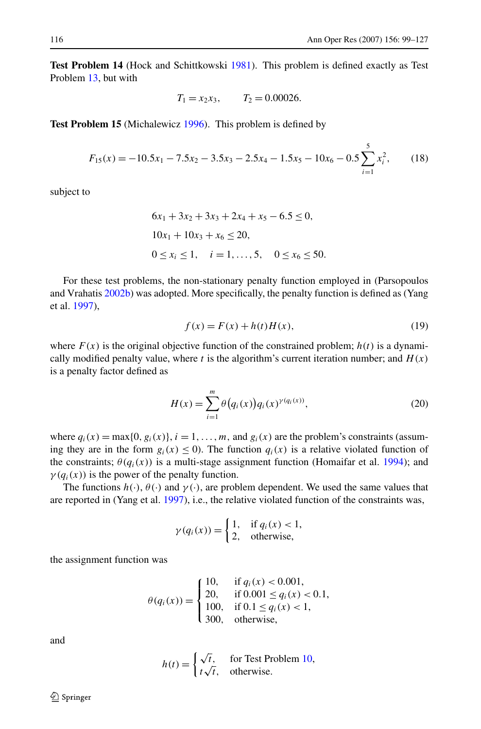**Test Problem 14** (Hock and Schittkowski 1981). This problem is defined exactly as Test Problem 13, but with

$$T_1 = x_2 x_3, \qquad T_2 = 0.00026.$$

**Test Problem 15** (Michalewicz 1996). This problem is defined by

$$F_{15}(x) = -10.5x_1 - 7.5x_2 - 3.5x_3 - 2.5x_4 - 1.5x_5 - 10x_6 - 0.5\sum_{i=1}^{5} x_i^2, \tag{18}$$

subject to

$$\begin{aligned}
&6x_1 + 3x_2 + 3x_3 + 2x_4 + x_5 - 6.5 \le 0,\\
&10x_1 + 10x_3 + x_6 \le 20,\\
&0 \le x_i \le 1, \quad i = 1, \ldots, 5, \quad 0 \le x_6 \le 50.
\end{aligned}$$

For these test problems, the non-stationary penalty function employed in (Parsopoulos and Vrahatis 2002b) was adopted. More specifically, the penalty function is defined as (Yang et al. 1997),

$$f(x) = F(x) + h(t)H(x), \tag{19}$$

where $F(x)$ is the original objective function of the constrained problem; $h(t)$ is a dynamically modified penalty value, where $t$ is the algorithm's current iteration number; and $H(x)$ is a penalty factor defined as

$$H(x) = \sum_{i=1}^{m} \theta\big(q_i(x)\big) q_i(x)^{\gamma(q_i(x))}, \tag{20}$$

where $q_i(x) = \max\{0, g_i(x)\}$, $i = 1, \ldots, m$, and $g_i(x)$ are the problem's constraints (assuming they are in the form $g_i(x) \le 0$). The function $q_i(x)$ is a relative violated function of the constraints; $\theta(q_i(x))$ is a multi-stage assignment function (Homaifar et al. 1994); and $\gamma(q_i(x))$ is the power of the penalty function.

The functions $h(\cdot)$, $\theta(\cdot)$ and $\gamma(\cdot)$, are problem dependent. We used the same values that are reported in (Yang et al. 1997), i.e., the relative violated function of the constraints was,

$$\gamma(q_i(x)) = \begin{cases} 1, & \text{if } q_i(x) < 1,\\ 2, & \text{otherwise,} \end{cases}$$

the assignment function was

$$\theta(q_i(x)) = \begin{cases} 10, & \text{if } q_i(x) < 0.001,\\ 20, & \text{if } 0.001 \le q_i(x) < 0.1,\\ 100, & \text{if } 0.1 \le q_i(x) < 1,\\ 300, & \text{otherwise,} \end{cases}$$

and

$$h(t) = \begin{cases} \sqrt{t}, & \text{for Test Problem 10},\\ t\sqrt{t}, & \text{otherwise.} \end{cases}$$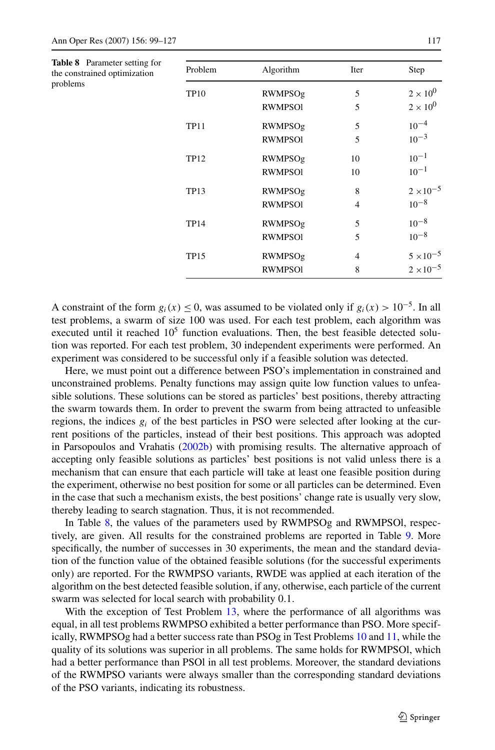**Table 8** Parameter setting for the constrained optimization problems

| Problem | Algorithm | Iter | Step |
|---|---|---|---|
| TP10 | RWMPSOg | 5 | $2 \times 10^{0}$ |
| | RWMPSOl | 5 | $2 \times 10^{0}$ |
| TP11 | RWMPSOg | 5 | $10^{-4}$ |
| | RWMPSOl | 5 | $10^{-3}$ |
| TP12 | RWMPSOg | 10 | $10^{-1}$ |
| | RWMPSOl | 10 | $10^{-1}$ |
| TP13 | RWMPSOg | 8 | $2 \times 10^{-5}$ |
| | RWMPSOl | 4 | $10^{-8}$ |
| TP14 | RWMPSOg | 5 | $10^{-8}$ |
| | RWMPSOl | 5 | $10^{-8}$ |
| TP15 | RWMPSOg | 4 | $5 \times 10^{-5}$ |
| | RWMPSOl | 8 | $2 \times 10^{-5}$ |

A constraint of the form $g_i(x) \leq 0$, was assumed to be violated only if $g_i(x) > 10^{-5}$. In all test problems, a swarm of size 100 was used. For each test problem, each algorithm was executed until it reached $10^5$ function evaluations. Then, the best feasible detected solution was reported. For each test problem, 30 independent experiments were performed. An experiment was considered to be successful only if a feasible solution was detected.

Here, we must point out a difference between PSO's implementation in constrained and unconstrained problems. Penalty functions may assign quite low function values to unfeasible solutions. These solutions can be stored as particles' best positions, thereby attracting the swarm towards them. In order to prevent the swarm from being attracted to unfeasible regions, the indices $g_i$ of the best particles in PSO were selected after looking at the current positions of the particles, instead of their best positions. This approach was adopted in Parsopoulos and Vrahatis (2002b) with promising results. The alternative approach of accepting only feasible solutions as particles' best positions is not valid unless there is a mechanism that can ensure that each particle will take at least one feasible position during the experiment, otherwise no best position for some or all particles can be determined. Even in the case that such a mechanism exists, the best positions' change rate is usually very slow, thereby leading to search stagnation. Thus, it is not recommended.

In Table 8, the values of the parameters used by RWMPSOg and RWMPSOl, respectively, are given. All results for the constrained problems are reported in Table 9. More specifically, the number of successes in 30 experiments, the mean and the standard deviation of the function value of the obtained feasible solutions (for the successful experiments only) are reported. For the RWMPSO variants, RWDE was applied at each iteration of the algorithm on the best detected feasible solution, if any, otherwise, each particle of the current swarm was selected for local search with probability 0.1.

With the exception of Test Problem 13, where the performance of all algorithms was equal, in all test problems RWMPSO exhibited a better performance than PSO. More specifically, RWMPSOg had a better success rate than PSOg in Test Problems 10 and 11, while the quality of its solutions was superior in all problems. The same holds for RWMPSOl, which had a better performance than PSOl in all test problems. Moreover, the standard deviations of the RWMPSO variants were always smaller than the corresponding standard deviations of the PSO variants, indicating its robustness.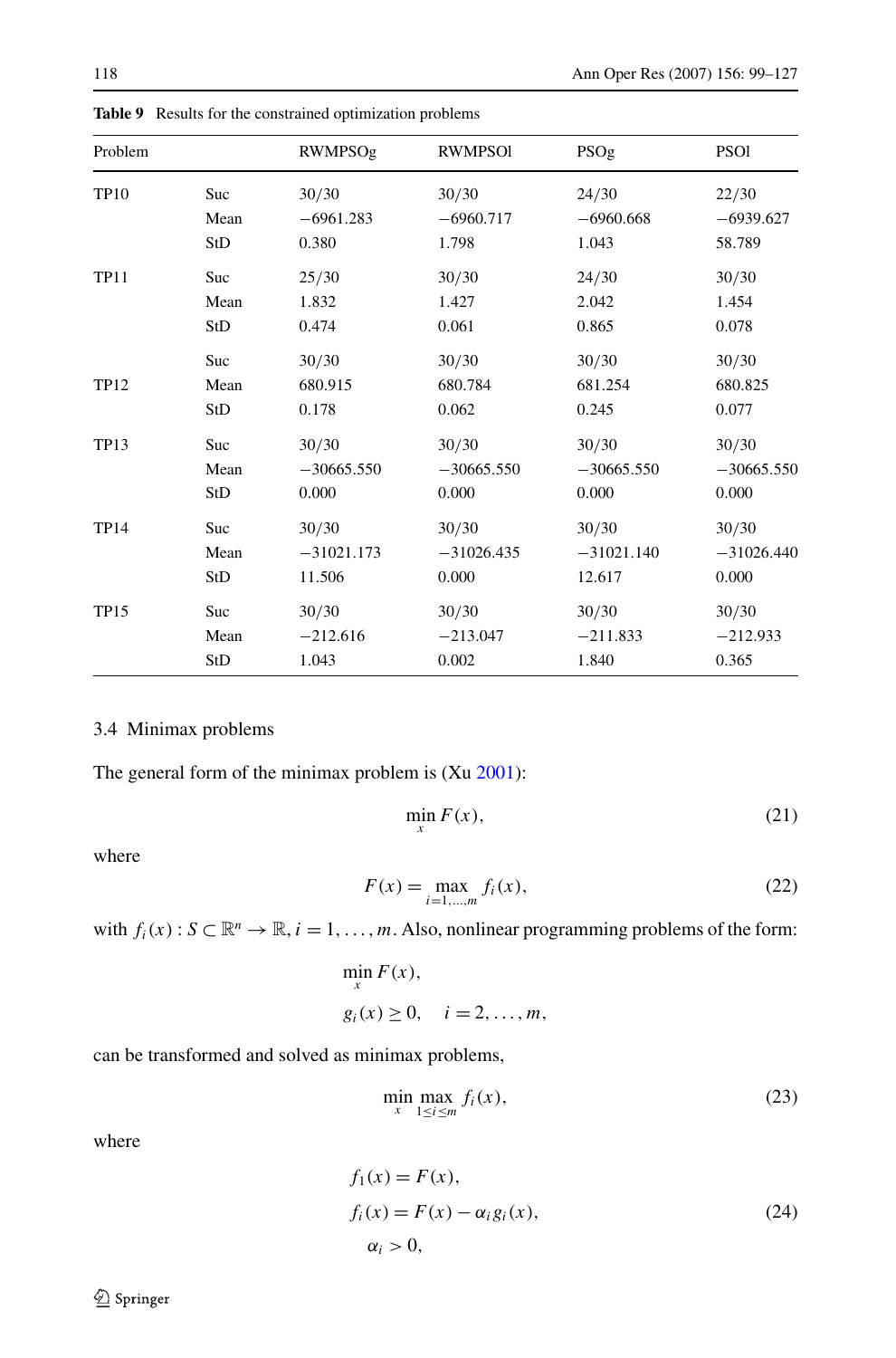**Table 9** Results for the constrained optimization problems

| Problem | | RWMPSOg | RWMPSOl | PSOg | PSOl |
|---|---|---|---|---|---|
| TP10 | Suc | 30/30 | 30/30 | 24/30 | 22/30 |
| | Mean | −6961.283 | −6960.717 | −6960.668 | −6939.627 |
| | StD | 0.380 | 1.798 | 1.043 | 58.789 |
| TP11 | Suc | 25/30 | 30/30 | 24/30 | 30/30 |
| | Mean | 1.832 | 1.427 | 2.042 | 1.454 |
| | StD | 0.474 | 0.061 | 0.865 | 0.078 |
| | Suc | 30/30 | 30/30 | 30/30 | 30/30 |
| TP12 | Mean | 680.915 | 680.784 | 681.254 | 680.825 |
| | StD | 0.178 | 0.062 | 0.245 | 0.077 |
| TP13 | Suc | 30/30 | 30/30 | 30/30 | 30/30 |
| | Mean | −30665.550 | −30665.550 | −30665.550 | −30665.550 |
| | StD | 0.000 | 0.000 | 0.000 | 0.000 |
| TP14 | Suc | 30/30 | 30/30 | 30/30 | 30/30 |
| | Mean | −31021.173 | −31026.435 | −31021.140 | −31026.440 |
| | StD | 11.506 | 0.000 | 12.617 | 0.000 |
| TP15 | Suc | 30/30 | 30/30 | 30/30 | 30/30 |
| | Mean | −212.616 | −213.047 | −211.833 | −212.933 |
| | StD | 1.043 | 0.002 | 1.840 | 0.365 |

### 3.4 Minimax problems

The general form of the minimax problem is (Xu 2001):

$$\min_{x} F(x), \tag{21}$$

where

$$F(x) = \max_{i=1,\ldots,m} f_i(x), \tag{22}$$

with $f_i(x) : S \subset \mathbb{R}^n \to \mathbb{R}$, $i = 1, \ldots, m$. Also, nonlinear programming problems of the form:

$$\min_{x} F(x),$$
$$g_i(x) \geq 0, \quad i = 2, \ldots, m,$$

can be transformed and solved as minimax problems,

$$\min_{x} \max_{1 \leq i \leq m} f_i(x), \tag{23}$$

where

$$\begin{aligned} f_1(x) &= F(x), \\ f_i(x) &= F(x) - \alpha_i g_i(x), \\ \alpha_i &> 0, \end{aligned} \tag{24}$$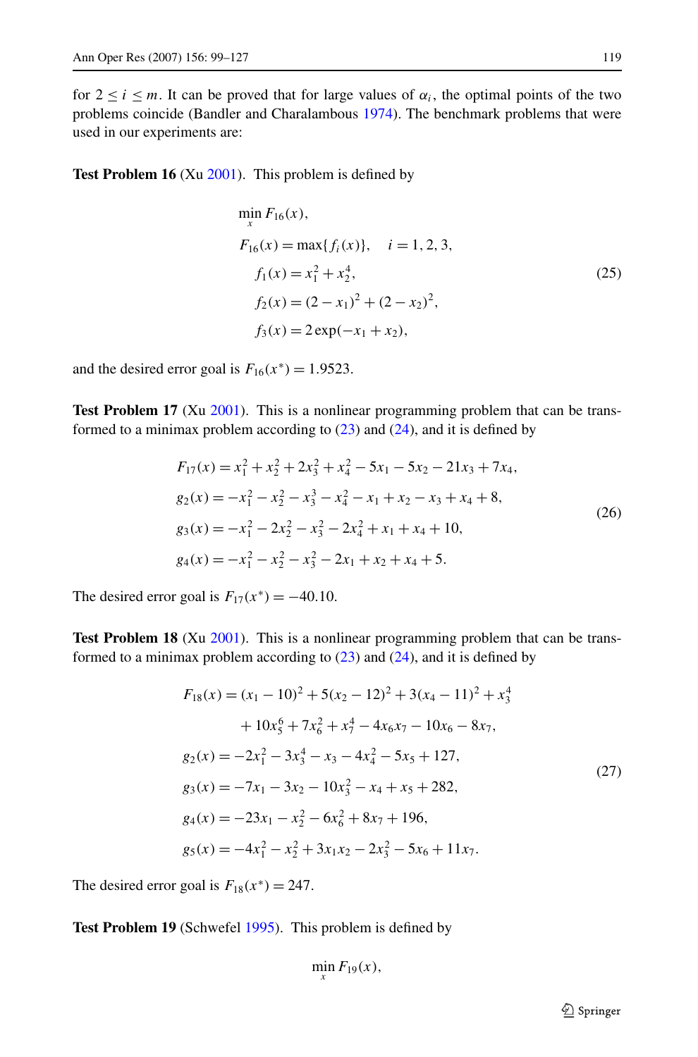for $2 \leq i \leq m$. It can be proved that for large values of $\alpha_i$, the optimal points of the two problems coincide (Bandler and Charalambous 1974). The benchmark problems that were used in our experiments are:

**Test Problem 16** (Xu 2001). This problem is defined by

$$
\begin{aligned}
&\min_x F_{16}(x), \\
&F_{16}(x) = \max\{f_i(x)\}, \quad i = 1, 2, 3, \\
&\quad f_1(x) = x_1^2 + x_2^4, \\
&\quad f_2(x) = (2 - x_1)^2 + (2 - x_2)^2, \\
&\quad f_3(x) = 2\exp(-x_1 + x_2),
\end{aligned}
\tag{25}
$$

and the desired error goal is $F_{16}(x^*) = 1.9523$.

**Test Problem 17** (Xu 2001). This is a nonlinear programming problem that can be transformed to a minimax problem according to (23) and (24), and it is defined by

$$
\begin{aligned}
F_{17}(x) &= x_1^2 + x_2^2 + 2x_3^2 + x_4^2 - 5x_1 - 5x_2 - 21x_3 + 7x_4, \\
g_2(x) &= -x_1^2 - x_2^2 - x_3^3 - x_4^2 - x_1 + x_2 - x_3 + x_4 + 8, \\
g_3(x) &= -x_1^2 - 2x_2^2 - x_3^2 - 2x_4^2 + x_1 + x_4 + 10, \\
g_4(x) &= -x_1^2 - x_2^2 - x_3^2 - 2x_1 + x_2 + x_4 + 5.
\end{aligned}
\tag{26}
$$

The desired error goal is $F_{17}(x^*) = -40.10$.

**Test Problem 18** (Xu 2001). This is a nonlinear programming problem that can be transformed to a minimax problem according to (23) and (24), and it is defined by

$$
\begin{aligned}
F_{18}(x) &= (x_1 - 10)^2 + 5(x_2 - 12)^2 + 3(x_4 - 11)^2 + x_3^4 \\
&\quad + 10x_5^6 + 7x_6^2 + x_7^4 - 4x_6x_7 - 10x_6 - 8x_7, \\
g_2(x) &= -2x_1^2 - 3x_3^4 - x_3 - 4x_4^2 - 5x_5 + 127, \\
g_3(x) &= -7x_1 - 3x_2 - 10x_3^2 - x_4 + x_5 + 282, \\
g_4(x) &= -23x_1 - x_2^2 - 6x_6^2 + 8x_7 + 196, \\
g_5(x) &= -4x_1^2 - x_2^2 + 3x_1x_2 - 2x_3^2 - 5x_6 + 11x_7.
\end{aligned}
\tag{27}
$$

The desired error goal is $F_{18}(x^*) = 247$.

**Test Problem 19** (Schwefel 1995). This problem is defined by

$$
\min_x F_{19}(x),
$$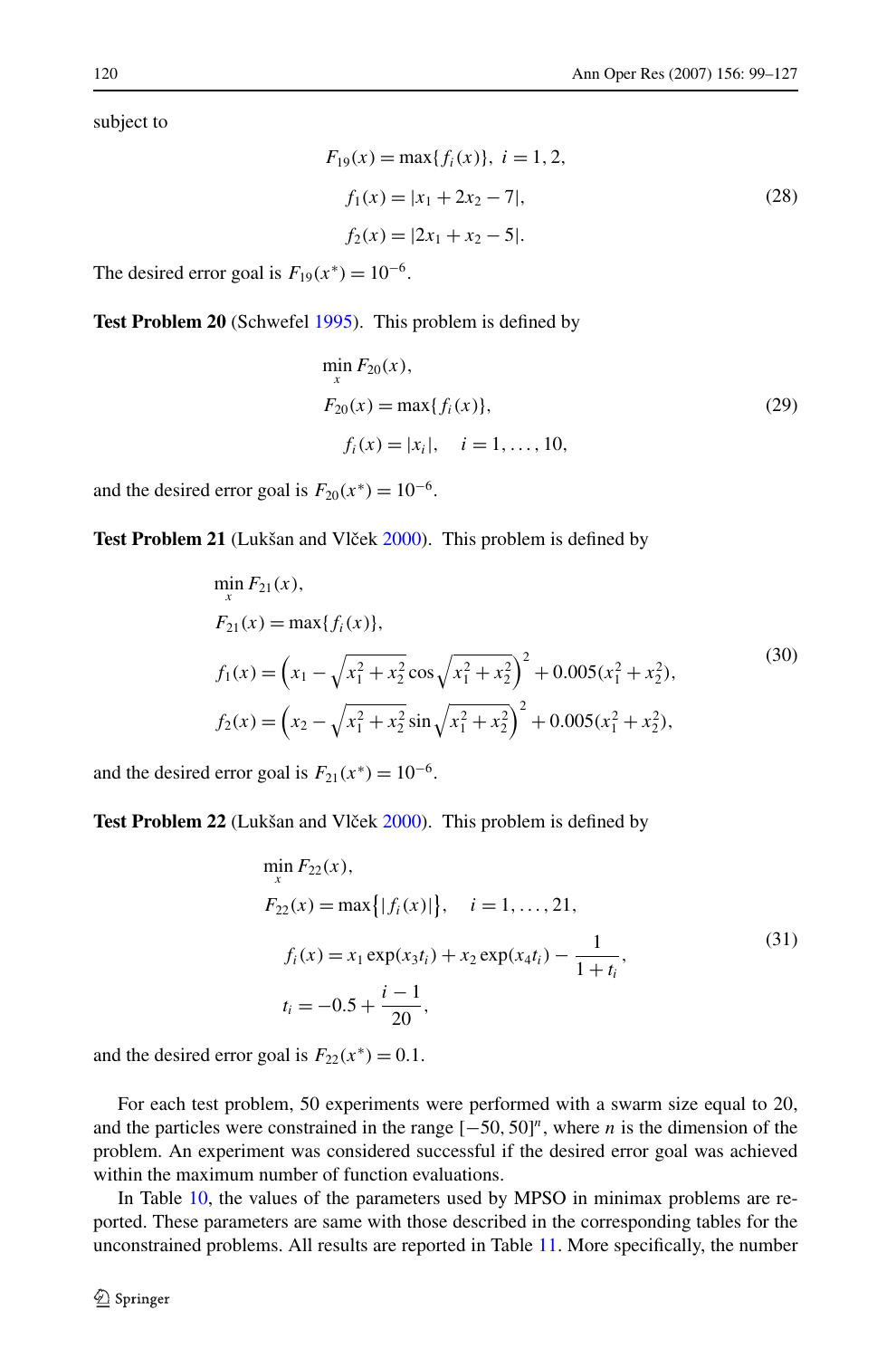subject to

$$
\begin{aligned}
F_{19}(x) &= \max\{f_i(x)\},\ i = 1, 2, \\
f_1(x) &= |x_1 + 2x_2 - 7|, \\
f_2(x) &= |2x_1 + x_2 - 5|.
\end{aligned}
\tag{28}
$$

The desired error goal is $F_{19}(x^*) = 10^{-6}$.

**Test Problem 20** (Schwefel 1995). This problem is defined by

$$
\begin{aligned}
&\min_x F_{20}(x), \\
&F_{20}(x) = \max\{f_i(x)\}, \\
&\quad f_i(x) = |x_i|, \quad i = 1, \ldots, 10,
\end{aligned}
\tag{29}
$$

and the desired error goal is $F_{20}(x^*) = 10^{-6}$.

**Test Problem 21** (Lukšan and Vlček 2000). This problem is defined by

$$
\begin{aligned}
&\min_x F_{21}(x), \\
&F_{21}(x) = \max\{f_i(x)\}, \\
&f_1(x) = \left(x_1 - \sqrt{x_1^2 + x_2^2}\cos\sqrt{x_1^2 + x_2^2}\right)^2 + 0.005(x_1^2 + x_2^2), \\
&f_2(x) = \left(x_2 - \sqrt{x_1^2 + x_2^2}\sin\sqrt{x_1^2 + x_2^2}\right)^2 + 0.005(x_1^2 + x_2^2),
\end{aligned}
\tag{30}
$$

and the desired error goal is $F_{21}(x^*) = 10^{-6}$.

**Test Problem 22** (Lukšan and Vlček 2000). This problem is defined by

$$
\begin{aligned}
&\min_x F_{22}(x), \\
&F_{22}(x) = \max\big\{|f_i(x)|\big\}, \quad i = 1, \ldots, 21, \\
&\quad f_i(x) = x_1 \exp(x_3 t_i) + x_2 \exp(x_4 t_i) - \frac{1}{1 + t_i}, \\
&\quad t_i = -0.5 + \frac{i - 1}{20},
\end{aligned}
\tag{31}
$$

and the desired error goal is $F_{22}(x^*) = 0.1$.

For each test problem, 50 experiments were performed with a swarm size equal to 20, and the particles were constrained in the range $[-50, 50]^n$, where $n$ is the dimension of the problem. An experiment was considered successful if the desired error goal was achieved within the maximum number of function evaluations.

In Table 10, the values of the parameters used by MPSO in minimax problems are reported. These parameters are same with those described in the corresponding tables for the unconstrained problems. All results are reported in Table 11. More specifically, the number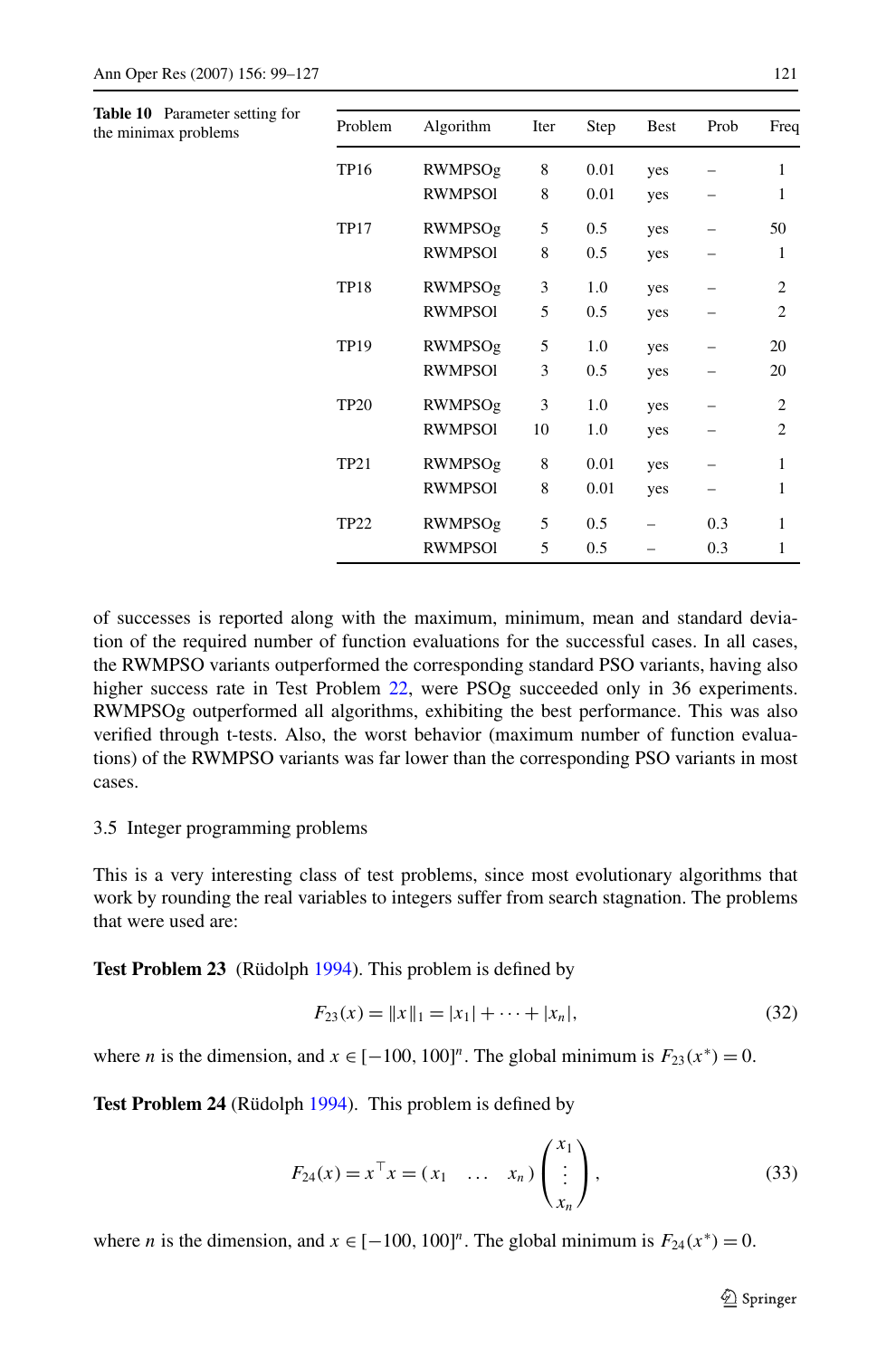**Table 10** Parameter setting for the minimax problems

| Problem | Algorithm | Iter | Step | Best | Prob | Freq |
|---|---|---|---|---|---|---|
| TP16 | RWMPSOg | 8 | 0.01 | yes | – | 1 |
| | RWMPSOl | 8 | 0.01 | yes | – | 1 |
| TP17 | RWMPSOg | 5 | 0.5 | yes | – | 50 |
| | RWMPSOl | 8 | 0.5 | yes | – | 1 |
| TP18 | RWMPSOg | 3 | 1.0 | yes | – | 2 |
| | RWMPSOl | 5 | 0.5 | yes | – | 2 |
| TP19 | RWMPSOg | 5 | 1.0 | yes | – | 20 |
| | RWMPSOl | 3 | 0.5 | yes | – | 20 |
| TP20 | RWMPSOg | 3 | 1.0 | yes | – | 2 |
| | RWMPSOl | 10 | 1.0 | yes | – | 2 |
| TP21 | RWMPSOg | 8 | 0.01 | yes | – | 1 |
| | RWMPSOl | 8 | 0.01 | yes | – | 1 |
| TP22 | RWMPSOg | 5 | 0.5 | – | 0.3 | 1 |
| | RWMPSOl | 5 | 0.5 | – | 0.3 | 1 |

of successes is reported along with the maximum, minimum, mean and standard deviation of the required number of function evaluations for the successful cases. In all cases, the RWMPSO variants outperformed the corresponding standard PSO variants, having also higher success rate in Test Problem 22, were PSOg succeeded only in 36 experiments. RWMPSOg outperformed all algorithms, exhibiting the best performance. This was also verified through t-tests. Also, the worst behavior (maximum number of function evaluations) of the RWMPSO variants was far lower than the corresponding PSO variants in most cases.

### 3.5 Integer programming problems

This is a very interesting class of test problems, since most evolutionary algorithms that work by rounding the real variables to integers suffer from search stagnation. The problems that were used are:

**Test Problem 23** (Rüdolph 1994). This problem is defined by

$$F_{23}(x) = \|x\|_1 = |x_1| + \cdots + |x_n|, \tag{32}$$

where $n$ is the dimension, and $x \in [-100, 100]^n$. The global minimum is $F_{23}(x^*) = 0$.

**Test Problem 24** (Rüdolph 1994). This problem is defined by

$$F_{24}(x) = x^\top x = (x_1 \quad \ldots \quad x_n) \begin{pmatrix} x_1 \\ \vdots \\ x_n \end{pmatrix}, \tag{33}$$

where $n$ is the dimension, and $x \in [-100, 100]^n$. The global minimum is $F_{24}(x^*) = 0$.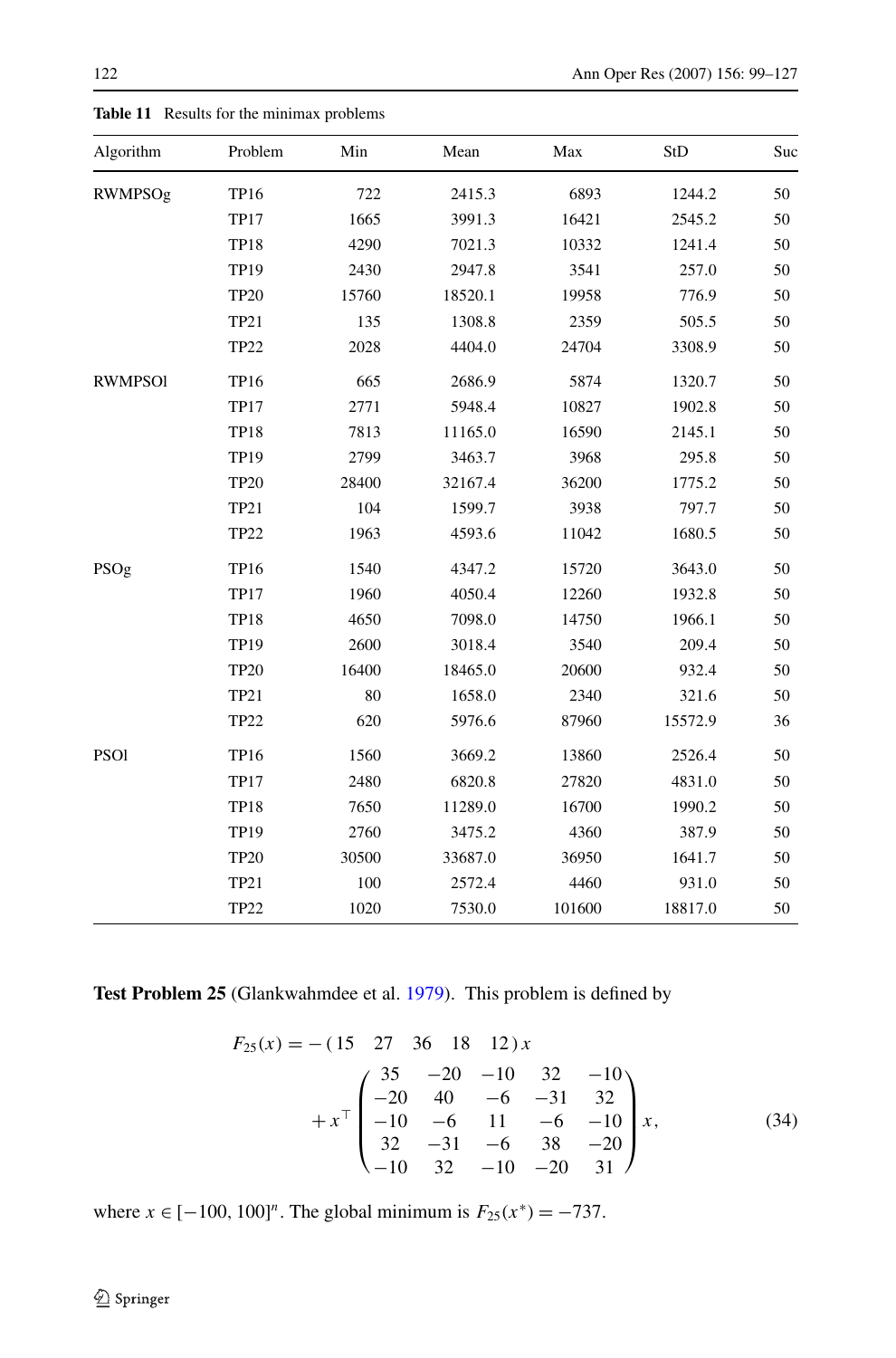**Table 11** Results for the minimax problems

| Algorithm | Problem | Min | Mean | Max | StD | Suc |
|---|---|---|---|---|---|---|
| RWMPSOg | TP16 | 722 | 2415.3 | 6893 | 1244.2 | 50 |
| | TP17 | 1665 | 3991.3 | 16421 | 2545.2 | 50 |
| | TP18 | 4290 | 7021.3 | 10332 | 1241.4 | 50 |
| | TP19 | 2430 | 2947.8 | 3541 | 257.0 | 50 |
| | TP20 | 15760 | 18520.1 | 19958 | 776.9 | 50 |
| | TP21 | 135 | 1308.8 | 2359 | 505.5 | 50 |
| | TP22 | 2028 | 4404.0 | 24704 | 3308.9 | 50 |
| RWMPSOl | TP16 | 665 | 2686.9 | 5874 | 1320.7 | 50 |
| | TP17 | 2771 | 5948.4 | 10827 | 1902.8 | 50 |
| | TP18 | 7813 | 11165.0 | 16590 | 2145.1 | 50 |
| | TP19 | 2799 | 3463.7 | 3968 | 295.8 | 50 |
| | TP20 | 28400 | 32167.4 | 36200 | 1775.2 | 50 |
| | TP21 | 104 | 1599.7 | 3938 | 797.7 | 50 |
| | TP22 | 1963 | 4593.6 | 11042 | 1680.5 | 50 |
| PSOg | TP16 | 1540 | 4347.2 | 15720 | 3643.0 | 50 |
| | TP17 | 1960 | 4050.4 | 12260 | 1932.8 | 50 |
| | TP18 | 4650 | 7098.0 | 14750 | 1966.1 | 50 |
| | TP19 | 2600 | 3018.4 | 3540 | 209.4 | 50 |
| | TP20 | 16400 | 18465.0 | 20600 | 932.4 | 50 |
| | TP21 | 80 | 1658.0 | 2340 | 321.6 | 50 |
| | TP22 | 620 | 5976.6 | 87960 | 15572.9 | 36 |
| PSOl | TP16 | 1560 | 3669.2 | 13860 | 2526.4 | 50 |
| | TP17 | 2480 | 6820.8 | 27820 | 4831.0 | 50 |
| | TP18 | 7650 | 11289.0 | 16700 | 1990.2 | 50 |
| | TP19 | 2760 | 3475.2 | 4360 | 387.9 | 50 |
| | TP20 | 30500 | 33687.0 | 36950 | 1641.7 | 50 |
| | TP21 | 100 | 2572.4 | 4460 | 931.0 | 50 |
| | TP22 | 1020 | 7530.0 | 101600 | 18817.0 | 50 |

**Test Problem 25** (Glankwahmdee et al. 1979). This problem is defined by

$$F_{25}(x) = -(15 \quad 27 \quad 36 \quad 18 \quad 12)\,x + x^{\top} \begin{pmatrix} 35 & -20 & -10 & 32 & -10 \\ -20 & 40 & -6 & -31 & 32 \\ -10 & -6 & 11 & -6 & -10 \\ 32 & -31 & -6 & 38 & -20 \\ -10 & 32 & -10 & -20 & 31 \end{pmatrix} x, \tag{34}$$

where $x \in [-100, 100]^n$. The global minimum is $F_{25}(x^*) = -737$.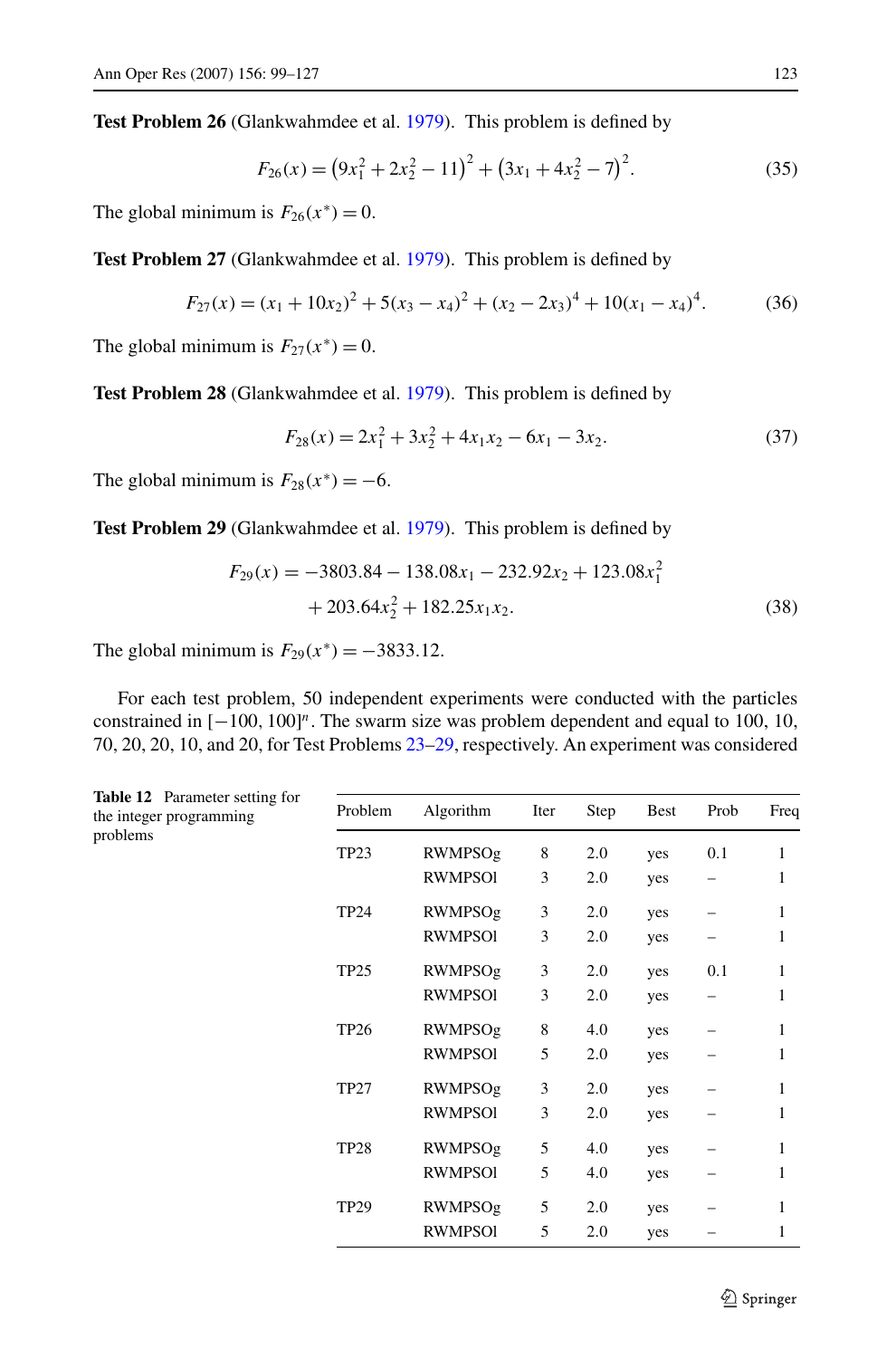**Test Problem 26** (Glankwahmdee et al. 1979). This problem is defined by

$$F_{26}(x) = \left(9x_1^2 + 2x_2^2 - 11\right)^2 + \left(3x_1 + 4x_2^2 - 7\right)^2. \tag{35}$$

The global minimum is $F_{26}(x^*) = 0$.

**Test Problem 27** (Glankwahmdee et al. 1979). This problem is defined by

$$F_{27}(x) = (x_1 + 10x_2)^2 + 5(x_3 - x_4)^2 + (x_2 - 2x_3)^4 + 10(x_1 - x_4)^4. \tag{36}$$

The global minimum is $F_{27}(x^*) = 0$.

**Test Problem 28** (Glankwahmdee et al. 1979). This problem is defined by

$$F_{28}(x) = 2x_1^2 + 3x_2^2 + 4x_1x_2 - 6x_1 - 3x_2. \tag{37}$$

The global minimum is $F_{28}(x^*) = -6$.

**Test Problem 29** (Glankwahmdee et al. 1979). This problem is defined by

$$F_{29}(x) = -3803.84 - 138.08x_1 - 232.92x_2 + 123.08x_1^2 + 203.64x_2^2 + 182.25x_1x_2. \tag{38}$$

The global minimum is $F_{29}(x^*) = -3833.12$.

For each test problem, 50 independent experiments were conducted with the particles constrained in $[-100, 100]^n$. The swarm size was problem dependent and equal to 100, 10, 70, 20, 20, 10, and 20, for Test Problems 23–29, respectively. An experiment was considered

**Table 12** Parameter setting for the integer programming problems

| Problem | Algorithm | Iter | Step | Best | Prob | Freq |
|---|---|---|---|---|---|---|
| TP23 | RWMPSOg | 8 | 2.0 | yes | 0.1 | 1 |
| | RWMPSOl | 3 | 2.0 | yes | – | 1 |
| TP24 | RWMPSOg | 3 | 2.0 | yes | – | 1 |
| | RWMPSOl | 3 | 2.0 | yes | – | 1 |
| TP25 | RWMPSOg | 3 | 2.0 | yes | 0.1 | 1 |
| | RWMPSOl | 3 | 2.0 | yes | – | 1 |
| TP26 | RWMPSOg | 8 | 4.0 | yes | – | 1 |
| | RWMPSOl | 5 | 2.0 | yes | – | 1 |
| TP27 | RWMPSOg | 3 | 2.0 | yes | – | 1 |
| | RWMPSOl | 3 | 2.0 | yes | – | 1 |
| TP28 | RWMPSOg | 5 | 4.0 | yes | – | 1 |
| | RWMPSOl | 5 | 4.0 | yes | – | 1 |
| TP29 | RWMPSOg | 5 | 2.0 | yes | – | 1 |
| | RWMPSOl | 5 | 2.0 | yes | – | 1 |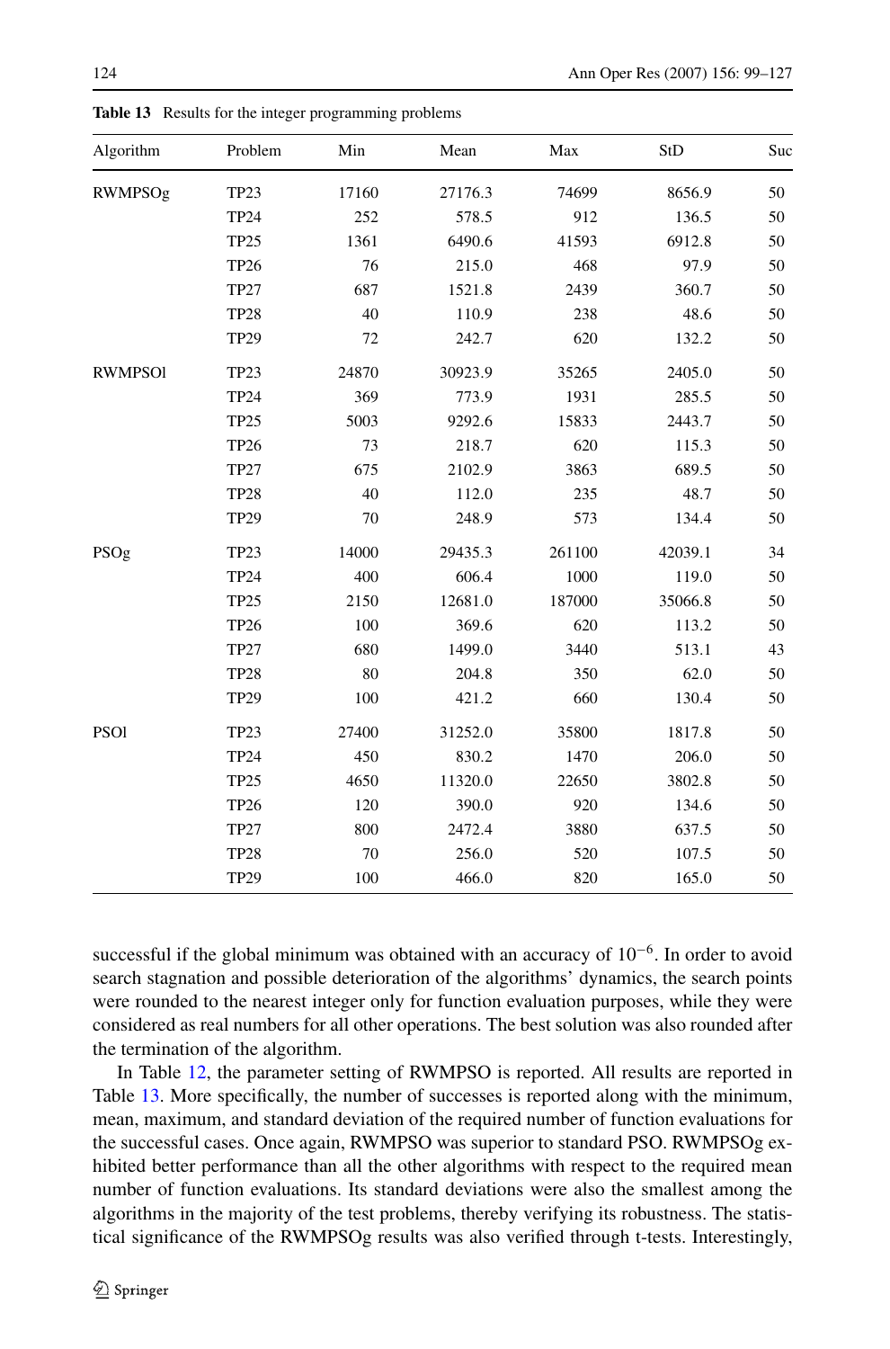**Table 13** Results for the integer programming problems

| Algorithm | Problem | Min | Mean | Max | StD | Suc |
|---|---|---|---|---|---|---|
| RWMPSOg | TP23 | 17160 | 27176.3 | 74699 | 8656.9 | 50 |
| | TP24 | 252 | 578.5 | 912 | 136.5 | 50 |
| | TP25 | 1361 | 6490.6 | 41593 | 6912.8 | 50 |
| | TP26 | 76 | 215.0 | 468 | 97.9 | 50 |
| | TP27 | 687 | 1521.8 | 2439 | 360.7 | 50 |
| | TP28 | 40 | 110.9 | 238 | 48.6 | 50 |
| | TP29 | 72 | 242.7 | 620 | 132.2 | 50 |
| RWMPSOl | TP23 | 24870 | 30923.9 | 35265 | 2405.0 | 50 |
| | TP24 | 369 | 773.9 | 1931 | 285.5 | 50 |
| | TP25 | 5003 | 9292.6 | 15833 | 2443.7 | 50 |
| | TP26 | 73 | 218.7 | 620 | 115.3 | 50 |
| | TP27 | 675 | 2102.9 | 3863 | 689.5 | 50 |
| | TP28 | 40 | 112.0 | 235 | 48.7 | 50 |
| | TP29 | 70 | 248.9 | 573 | 134.4 | 50 |
| PSOg | TP23 | 14000 | 29435.3 | 261100 | 42039.1 | 34 |
| | TP24 | 400 | 606.4 | 1000 | 119.0 | 50 |
| | TP25 | 2150 | 12681.0 | 187000 | 35066.8 | 50 |
| | TP26 | 100 | 369.6 | 620 | 113.2 | 50 |
| | TP27 | 680 | 1499.0 | 3440 | 513.1 | 43 |
| | TP28 | 80 | 204.8 | 350 | 62.0 | 50 |
| | TP29 | 100 | 421.2 | 660 | 130.4 | 50 |
| PSOl | TP23 | 27400 | 31252.0 | 35800 | 1817.8 | 50 |
| | TP24 | 450 | 830.2 | 1470 | 206.0 | 50 |
| | TP25 | 4650 | 11320.0 | 22650 | 3802.8 | 50 |
| | TP26 | 120 | 390.0 | 920 | 134.6 | 50 |
| | TP27 | 800 | 2472.4 | 3880 | 637.5 | 50 |
| | TP28 | 70 | 256.0 | 520 | 107.5 | 50 |
| | TP29 | 100 | 466.0 | 820 | 165.0 | 50 |

successful if the global minimum was obtained with an accuracy of $10^{-6}$. In order to avoid search stagnation and possible deterioration of the algorithms' dynamics, the search points were rounded to the nearest integer only for function evaluation purposes, while they were considered as real numbers for all other operations. The best solution was also rounded after the termination of the algorithm.

In Table 12, the parameter setting of RWMPSO is reported. All results are reported in Table 13. More specifically, the number of successes is reported along with the minimum, mean, maximum, and standard deviation of the required number of function evaluations for the successful cases. Once again, RWMPSO was superior to standard PSO. RWMPSOg exhibited better performance than all the other algorithms with respect to the required mean number of function evaluations. Its standard deviations were also the smallest among the algorithms in the majority of the test problems, thereby verifying its robustness. The statistical significance of the RWMPSOg results was also verified through t-tests. Interestingly,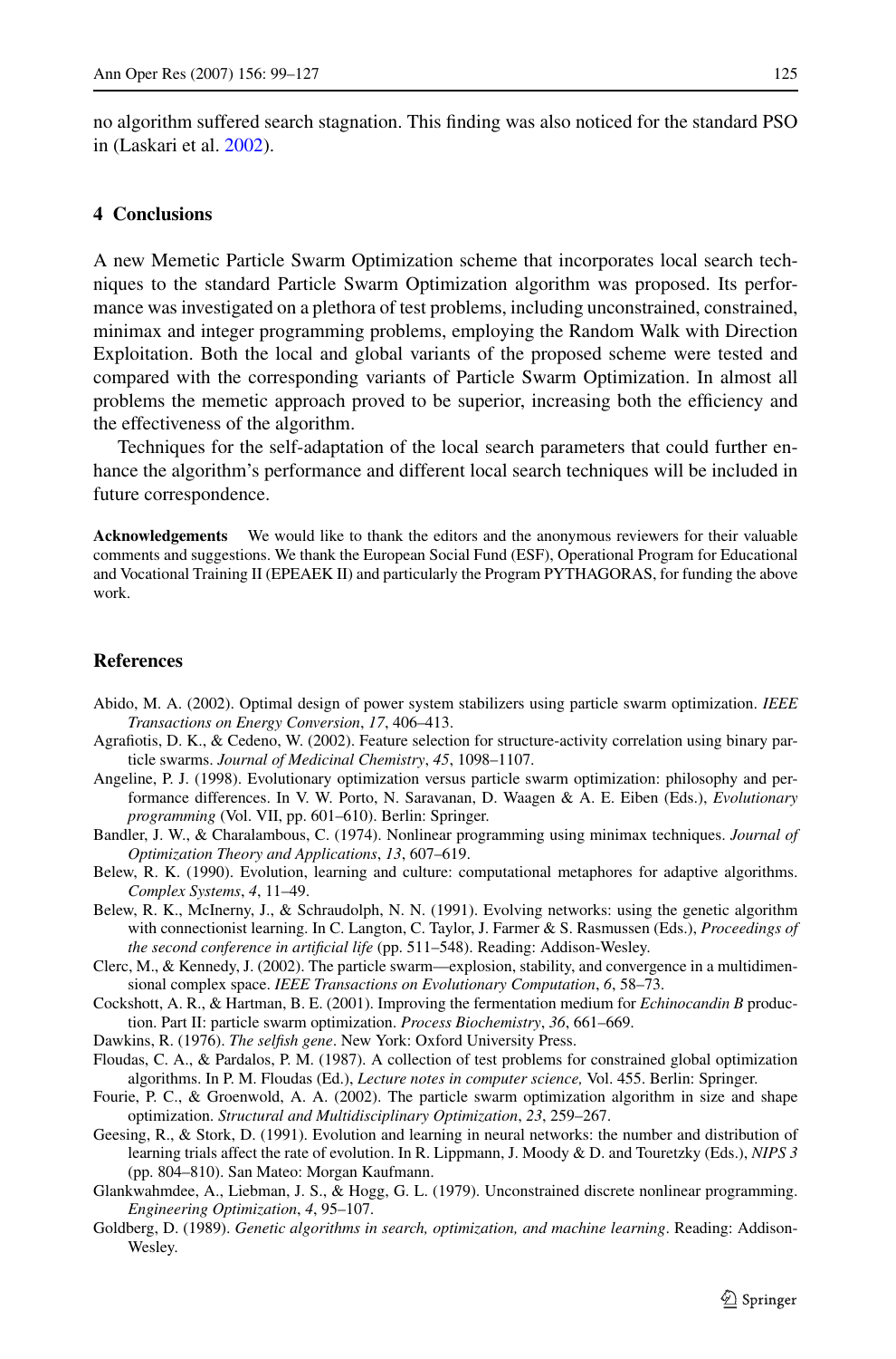no algorithm suffered search stagnation. This finding was also noticed for the standard PSO in (Laskari et al. 2002).

## 4 Conclusions

A new Memetic Particle Swarm Optimization scheme that incorporates local search techniques to the standard Particle Swarm Optimization algorithm was proposed. Its performance was investigated on a plethora of test problems, including unconstrained, constrained, minimax and integer programming problems, employing the Random Walk with Direction Exploitation. Both the local and global variants of the proposed scheme were tested and compared with the corresponding variants of Particle Swarm Optimization. In almost all problems the memetic approach proved to be superior, increasing both the efficiency and the effectiveness of the algorithm.

Techniques for the self-adaptation of the local search parameters that could further enhance the algorithm's performance and different local search techniques will be included in future correspondence.

**Acknowledgements** We would like to thank the editors and the anonymous reviewers for their valuable comments and suggestions. We thank the European Social Fund (ESF), Operational Program for Educational and Vocational Training II (EPEAEK II) and particularly the Program PYTHAGORAS, for funding the above work.

## References

Abido, M. A. (2002). Optimal design of power system stabilizers using particle swarm optimization. *IEEE Transactions on Energy Conversion*, *17*, 406–413.

Agrafiotis, D. K., & Cedeno, W. (2002). Feature selection for structure-activity correlation using binary particle swarms. *Journal of Medicinal Chemistry*, *45*, 1098–1107.

Angeline, P. J. (1998). Evolutionary optimization versus particle swarm optimization: philosophy and performance differences. In V. W. Porto, N. Saravanan, D. Waagen & A. E. Eiben (Eds.), *Evolutionary programming* (Vol. VII, pp. 601–610). Berlin: Springer.

Bandler, J. W., & Charalambous, C. (1974). Nonlinear programming using minimax techniques. *Journal of Optimization Theory and Applications*, *13*, 607–619.

Belew, R. K. (1990). Evolution, learning and culture: computational metaphores for adaptive algorithms. *Complex Systems*, *4*, 11–49.

Belew, R. K., McInerny, J., & Schraudolph, N. N. (1991). Evolving networks: using the genetic algorithm with connectionist learning. In C. Langton, C. Taylor, J. Farmer & S. Rasmussen (Eds.), *Proceedings of the second conference in artificial life* (pp. 511–548). Reading: Addison-Wesley.

Clerc, M., & Kennedy, J. (2002). The particle swarm—explosion, stability, and convergence in a multidimensional complex space. *IEEE Transactions on Evolutionary Computation*, *6*, 58–73.

Cockshott, A. R., & Hartman, B. E. (2001). Improving the fermentation medium for *Echinocandin B* production. Part II: particle swarm optimization. *Process Biochemistry*, *36*, 661–669.

Dawkins, R. (1976). *The selfish gene*. New York: Oxford University Press.

Floudas, C. A., & Pardalos, P. M. (1987). A collection of test problems for constrained global optimization algorithms. In P. M. Floudas (Ed.), *Lecture notes in computer science,* Vol. 455. Berlin: Springer.

Fourie, P. C., & Groenwold, A. A. (2002). The particle swarm optimization algorithm in size and shape optimization. *Structural and Multidisciplinary Optimization*, *23*, 259–267.

Geesing, R., & Stork, D. (1991). Evolution and learning in neural networks: the number and distribution of learning trials affect the rate of evolution. In R. Lippmann, J. Moody & D. and Touretzky (Eds.), *NIPS 3* (pp. 804–810). San Mateo: Morgan Kaufmann.

Glankwahmdee, A., Liebman, J. S., & Hogg, G. L. (1979). Unconstrained discrete nonlinear programming. *Engineering Optimization*, *4*, 95–107.

Goldberg, D. (1989). *Genetic algorithms in search, optimization, and machine learning*. Reading: Addison-Wesley.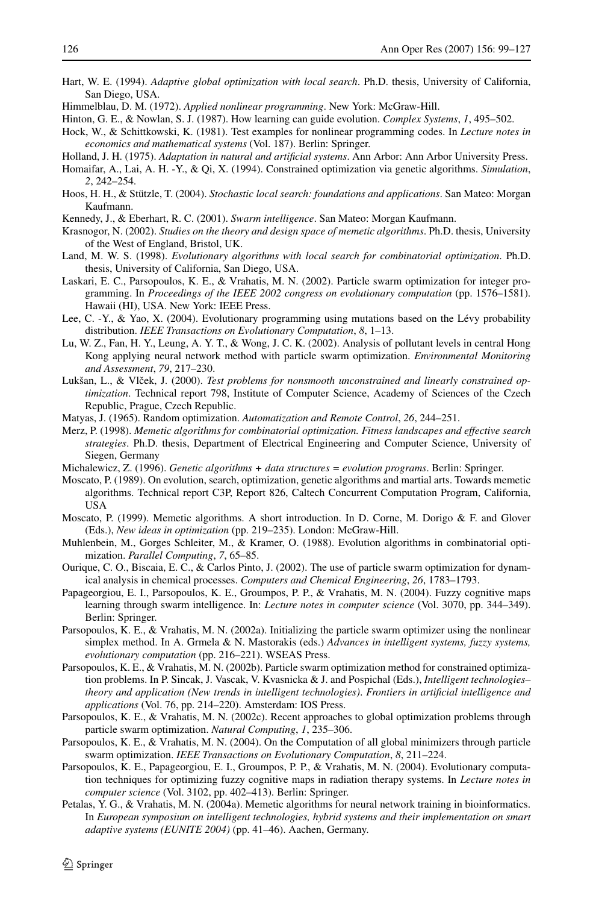Hart, W. E. (1994). *Adaptive global optimization with local search*. Ph.D. thesis, University of California, San Diego, USA.

Himmelblau, D. M. (1972). *Applied nonlinear programming*. New York: McGraw-Hill.

Hinton, G. E., & Nowlan, S. J. (1987). How learning can guide evolution. *Complex Systems*, *1*, 495–502.

Hock, W., & Schittkowski, K. (1981). Test examples for nonlinear programming codes. In *Lecture notes in economics and mathematical systems* (Vol. 187). Berlin: Springer.

Holland, J. H. (1975). *Adaptation in natural and artificial systems*. Ann Arbor: Ann Arbor University Press.

Homaifar, A., Lai, A. H. -Y., & Qi, X. (1994). Constrained optimization via genetic algorithms. *Simulation*, *2*, 242–254.

Hoos, H. H., & Stützle, T. (2004). *Stochastic local search: foundations and applications*. San Mateo: Morgan Kaufmann.

Kennedy, J., & Eberhart, R. C. (2001). *Swarm intelligence*. San Mateo: Morgan Kaufmann.

Krasnogor, N. (2002). *Studies on the theory and design space of memetic algorithms*. Ph.D. thesis, University of the West of England, Bristol, UK.

Land, M. W. S. (1998). *Evolutionary algorithms with local search for combinatorial optimization*. Ph.D. thesis, University of California, San Diego, USA.

Laskari, E. C., Parsopoulos, K. E., & Vrahatis, M. N. (2002). Particle swarm optimization for integer programming. In *Proceedings of the IEEE 2002 congress on evolutionary computation* (pp. 1576–1581). Hawaii (HI), USA. New York: IEEE Press.

Lee, C. -Y., & Yao, X. (2004). Evolutionary programming using mutations based on the Lévy probability distribution. *IEEE Transactions on Evolutionary Computation*, *8*, 1–13.

Lu, W. Z., Fan, H. Y., Leung, A. Y. T., & Wong, J. C. K. (2002). Analysis of pollutant levels in central Hong Kong applying neural network method with particle swarm optimization. *Environmental Monitoring and Assessment*, *79*, 217–230.

Lukšan, L., & Vlček, J. (2000). *Test problems for nonsmooth unconstrained and linearly constrained optimization*. Technical report 798, Institute of Computer Science, Academy of Sciences of the Czech Republic, Prague, Czech Republic.

Matyas, J. (1965). Random optimization. *Automatization and Remote Control*, *26*, 244–251.

Merz, P. (1998). *Memetic algorithms for combinatorial optimization. Fitness landscapes and effective search strategies*. Ph.D. thesis, Department of Electrical Engineering and Computer Science, University of Siegen, Germany

Michalewicz, Z. (1996). *Genetic algorithms + data structures = evolution programs*. Berlin: Springer.

Moscato, P. (1989). On evolution, search, optimization, genetic algorithms and martial arts. Towards memetic algorithms. Technical report C3P, Report 826, Caltech Concurrent Computation Program, California, USA

Moscato, P. (1999). Memetic algorithms. A short introduction. In D. Corne, M. Dorigo & F. and Glover (Eds.), *New ideas in optimization* (pp. 219–235). London: McGraw-Hill.

Muhlenbein, M., Gorges Schleiter, M., & Kramer, O. (1988). Evolution algorithms in combinatorial optimization. *Parallel Computing*, *7*, 65–85.

Ourique, C. O., Biscaia, E. C., & Carlos Pinto, J. (2002). The use of particle swarm optimization for dynamical analysis in chemical processes. *Computers and Chemical Engineering*, *26*, 1783–1793.

Papageorgiou, E. I., Parsopoulos, K. E., Groumpos, P. P., & Vrahatis, M. N. (2004). Fuzzy cognitive maps learning through swarm intelligence. In: *Lecture notes in computer science* (Vol. 3070, pp. 344–349). Berlin: Springer.

Parsopoulos, K. E., & Vrahatis, M. N. (2002a). Initializing the particle swarm optimizer using the nonlinear simplex method. In A. Grmela & N. Mastorakis (eds.) *Advances in intelligent systems, fuzzy systems, evolutionary computation* (pp. 216–221). WSEAS Press.

Parsopoulos, K. E., & Vrahatis, M. N. (2002b). Particle swarm optimization method for constrained optimization problems. In P. Sincak, J. Vascak, V. Kvasnicka & J. and Pospichal (Eds.), *Intelligent technologies–theory and application (New trends in intelligent technologies). Frontiers in artificial intelligence and applications* (Vol. 76, pp. 214–220). Amsterdam: IOS Press.

Parsopoulos, K. E., & Vrahatis, M. N. (2002c). Recent approaches to global optimization problems through particle swarm optimization. *Natural Computing*, *1*, 235–306.

Parsopoulos, K. E., & Vrahatis, M. N. (2004). On the Computation of all global minimizers through particle swarm optimization. *IEEE Transactions on Evolutionary Computation*, *8*, 211–224.

Parsopoulos, K. E., Papageorgiou, E. I., Groumpos, P. P., & Vrahatis, M. N. (2004). Evolutionary computation techniques for optimizing fuzzy cognitive maps in radiation therapy systems. In *Lecture notes in computer science* (Vol. 3102, pp. 402–413). Berlin: Springer.

Petalas, Y. G., & Vrahatis, M. N. (2004a). Memetic algorithms for neural network training in bioinformatics. In *European symposium on intelligent technologies, hybrid systems and their implementation on smart adaptive systems (EUNITE 2004)* (pp. 41–46). Aachen, Germany.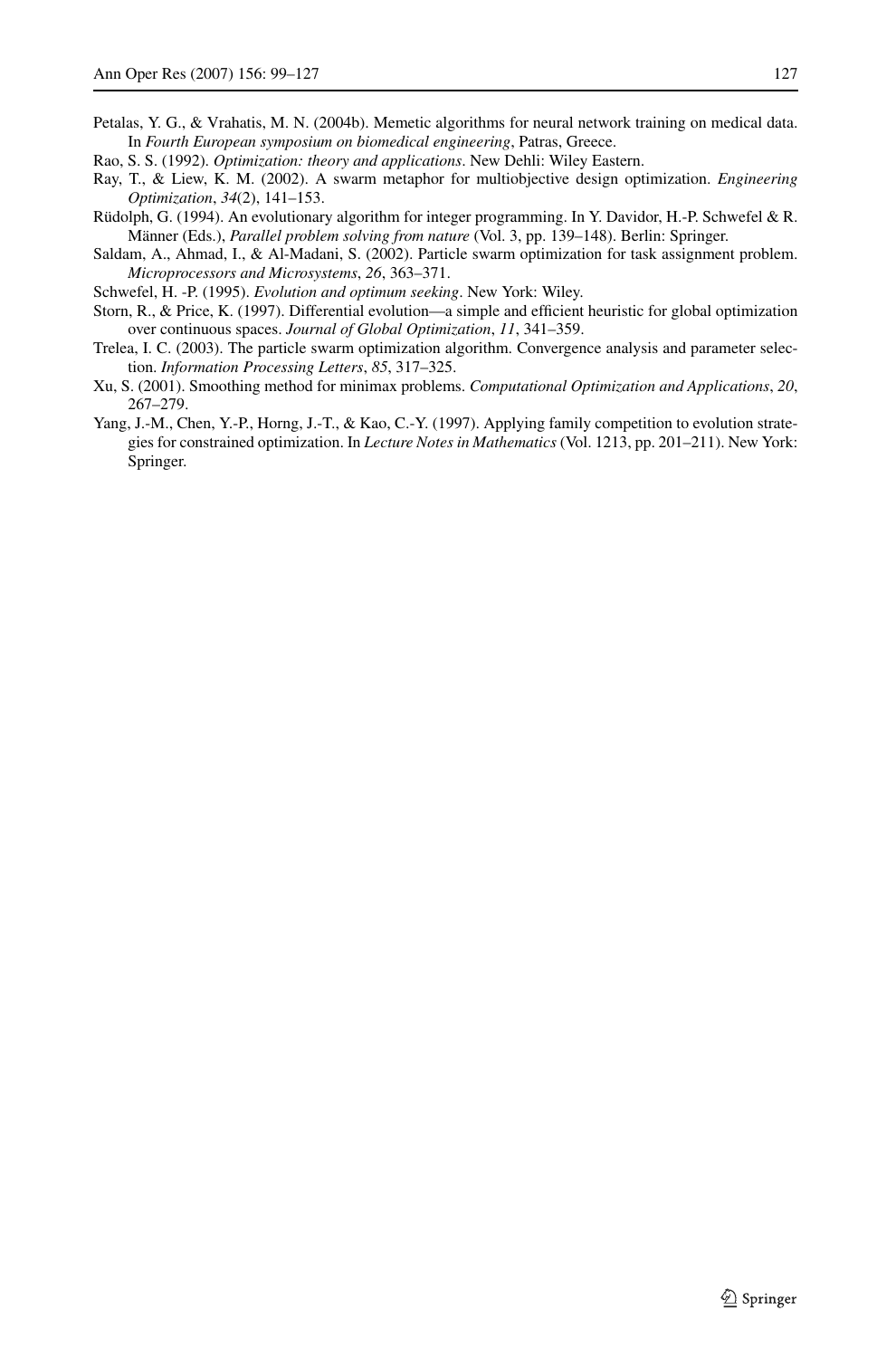Petalas, Y. G., & Vrahatis, M. N. (2004b). Memetic algorithms for neural network training on medical data. In *Fourth European symposium on biomedical engineering*, Patras, Greece.

Rao, S. S. (1992). *Optimization: theory and applications*. New Dehli: Wiley Eastern.

Ray, T., & Liew, K. M. (2002). A swarm metaphor for multiobjective design optimization. *Engineering Optimization*, *34*(2), 141–153.

Rüdolph, G. (1994). An evolutionary algorithm for integer programming. In Y. Davidor, H.-P. Schwefel & R. Männer (Eds.), *Parallel problem solving from nature* (Vol. 3, pp. 139–148). Berlin: Springer.

Saldam, A., Ahmad, I., & Al-Madani, S. (2002). Particle swarm optimization for task assignment problem. *Microprocessors and Microsystems*, *26*, 363–371.

Schwefel, H. -P. (1995). *Evolution and optimum seeking*. New York: Wiley.

Storn, R., & Price, K. (1997). Differential evolution—a simple and efficient heuristic for global optimization over continuous spaces. *Journal of Global Optimization*, *11*, 341–359.

Trelea, I. C. (2003). The particle swarm optimization algorithm. Convergence analysis and parameter selection. *Information Processing Letters*, *85*, 317–325.

Xu, S. (2001). Smoothing method for minimax problems. *Computational Optimization and Applications*, *20*, 267–279.

Yang, J.-M., Chen, Y.-P., Horng, J.-T., & Kao, C.-Y. (1997). Applying family competition to evolution strategies for constrained optimization. In *Lecture Notes in Mathematics* (Vol. 1213, pp. 201–211). New York: Springer.